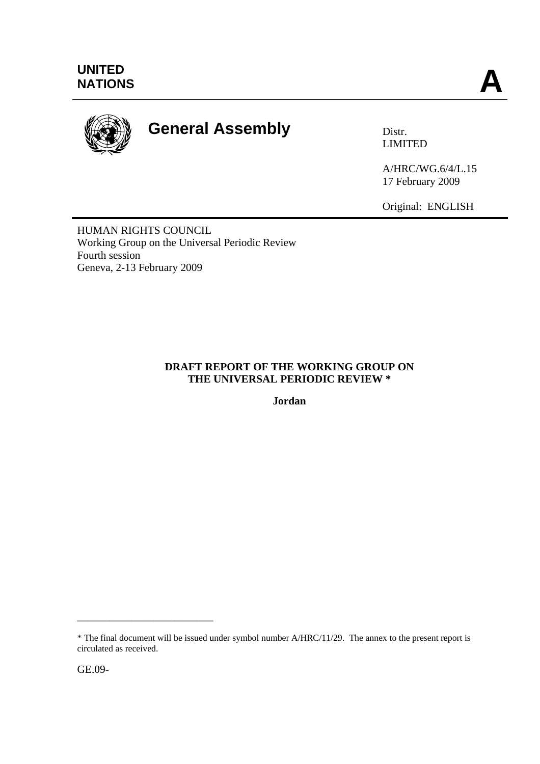UNITED NATIONS

**A**

# General Assembly

Distr.
LIMITED

A/HRC/WG.6/4/L.15
17 February 2009

Original: ENGLISH

HUMAN RIGHTS COUNCIL
Working Group on the Universal Periodic Review
Fourth session
Geneva, 2-13 February 2009

**DRAFT REPORT OF THE WORKING GROUP ON THE UNIVERSAL PERIODIC REVIEW ***

**Jordan**

---

* The final document will be issued under symbol number A/HRC/11/29. The annex to the present report is circulated as received.

GE.09-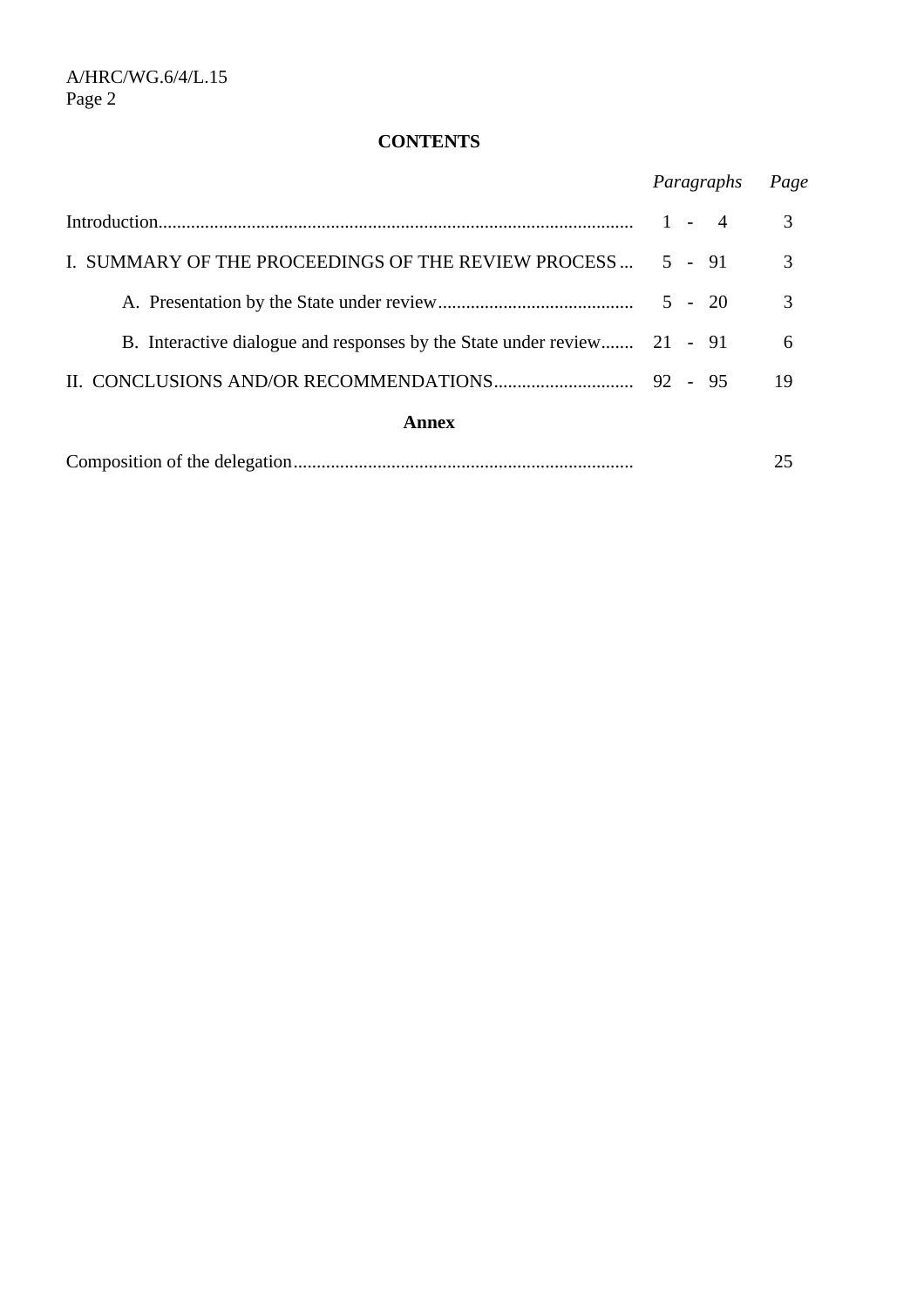## CONTENTS

| | *Paragraphs* | *Page* |
|---|---|---|
| Introduction | 1 - 4 | 3 |
| I. SUMMARY OF THE PROCEEDINGS OF THE REVIEW PROCESS | 5 - 91 | 3 |
| A. Presentation by the State under review | 5 - 20 | 3 |
| B. Interactive dialogue and responses by the State under review | 21 - 91 | 6 |
| II. CONCLUSIONS AND/OR RECOMMENDATIONS | 92 - 95 | 19 |

**Annex**

| | | |
|---|---|---|
| Composition of the delegation | | 25 |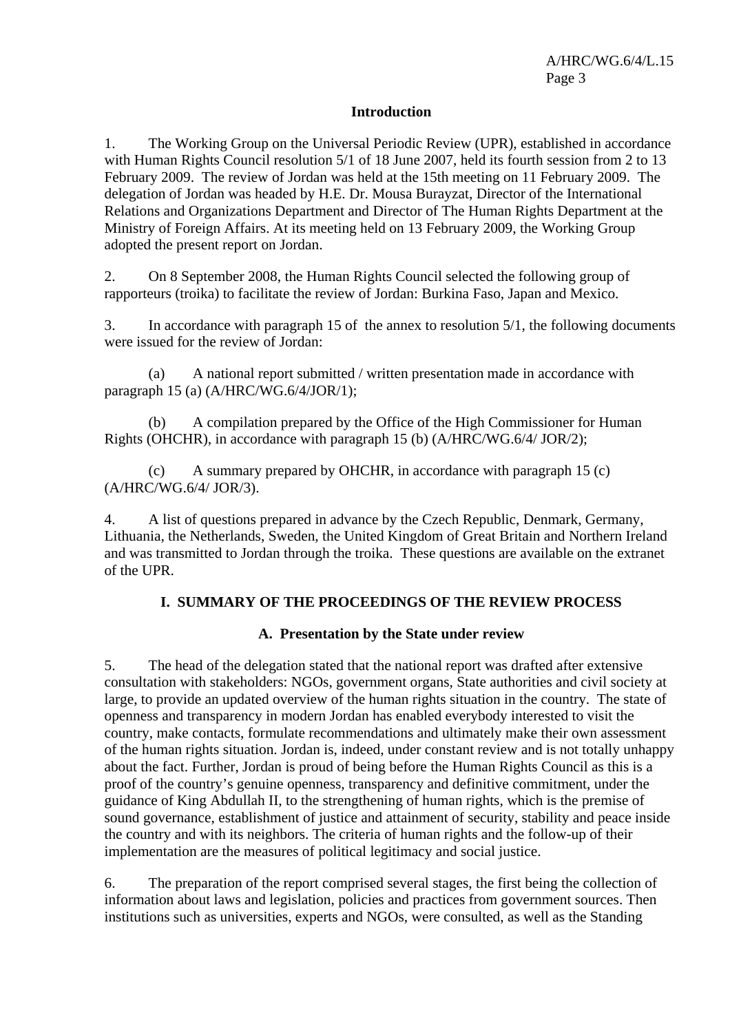## Introduction

1. The Working Group on the Universal Periodic Review (UPR), established in accordance with Human Rights Council resolution 5/1 of 18 June 2007, held its fourth session from 2 to 13 February 2009. The review of Jordan was held at the 15th meeting on 11 February 2009. The delegation of Jordan was headed by H.E. Dr. Mousa Burayzat, Director of the International Relations and Organizations Department and Director of The Human Rights Department at the Ministry of Foreign Affairs. At its meeting held on 13 February 2009, the Working Group adopted the present report on Jordan.

2. On 8 September 2008, the Human Rights Council selected the following group of rapporteurs (troika) to facilitate the review of Jordan: Burkina Faso, Japan and Mexico.

3. In accordance with paragraph 15 of the annex to resolution 5/1, the following documents were issued for the review of Jordan:

(a) A national report submitted / written presentation made in accordance with paragraph 15 (a) (A/HRC/WG.6/4/JOR/1);

(b) A compilation prepared by the Office of the High Commissioner for Human Rights (OHCHR), in accordance with paragraph 15 (b) (A/HRC/WG.6/4/ JOR/2);

(c) A summary prepared by OHCHR, in accordance with paragraph 15 (c) (A/HRC/WG.6/4/ JOR/3).

4. A list of questions prepared in advance by the Czech Republic, Denmark, Germany, Lithuania, the Netherlands, Sweden, the United Kingdom of Great Britain and Northern Ireland and was transmitted to Jordan through the troika. These questions are available on the extranet of the UPR.

## I. SUMMARY OF THE PROCEEDINGS OF THE REVIEW PROCESS

### A. Presentation by the State under review

5. The head of the delegation stated that the national report was drafted after extensive consultation with stakeholders: NGOs, government organs, State authorities and civil society at large, to provide an updated overview of the human rights situation in the country. The state of openness and transparency in modern Jordan has enabled everybody interested to visit the country, make contacts, formulate recommendations and ultimately make their own assessment of the human rights situation. Jordan is, indeed, under constant review and is not totally unhappy about the fact. Further, Jordan is proud of being before the Human Rights Council as this is a proof of the country's genuine openness, transparency and definitive commitment, under the guidance of King Abdullah II, to the strengthening of human rights, which is the premise of sound governance, establishment of justice and attainment of security, stability and peace inside the country and with its neighbors. The criteria of human rights and the follow-up of their implementation are the measures of political legitimacy and social justice.

6. The preparation of the report comprised several stages, the first being the collection of information about laws and legislation, policies and practices from government sources. Then institutions such as universities, experts and NGOs, were consulted, as well as the Standing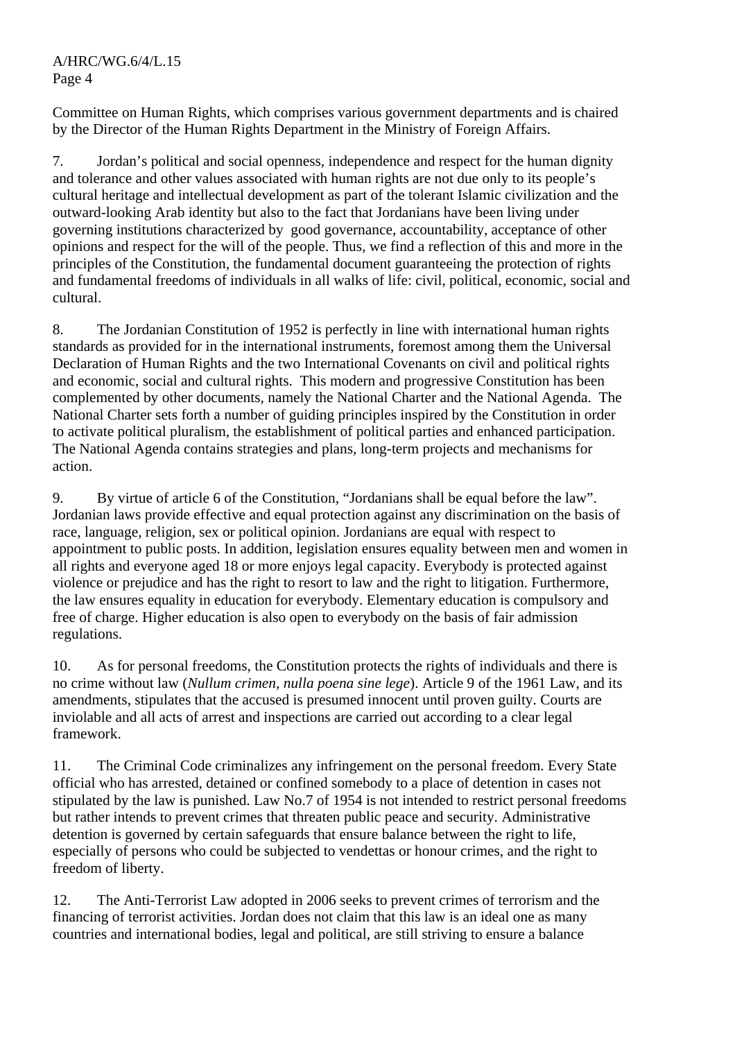Committee on Human Rights, which comprises various government departments and is chaired by the Director of the Human Rights Department in the Ministry of Foreign Affairs.

7. Jordan's political and social openness, independence and respect for the human dignity and tolerance and other values associated with human rights are not due only to its people's cultural heritage and intellectual development as part of the tolerant Islamic civilization and the outward-looking Arab identity but also to the fact that Jordanians have been living under governing institutions characterized by good governance, accountability, acceptance of other opinions and respect for the will of the people. Thus, we find a reflection of this and more in the principles of the Constitution, the fundamental document guaranteeing the protection of rights and fundamental freedoms of individuals in all walks of life: civil, political, economic, social and cultural.

8. The Jordanian Constitution of 1952 is perfectly in line with international human rights standards as provided for in the international instruments, foremost among them the Universal Declaration of Human Rights and the two International Covenants on civil and political rights and economic, social and cultural rights. This modern and progressive Constitution has been complemented by other documents, namely the National Charter and the National Agenda. The National Charter sets forth a number of guiding principles inspired by the Constitution in order to activate political pluralism, the establishment of political parties and enhanced participation. The National Agenda contains strategies and plans, long-term projects and mechanisms for action.

9. By virtue of article 6 of the Constitution, "Jordanians shall be equal before the law". Jordanian laws provide effective and equal protection against any discrimination on the basis of race, language, religion, sex or political opinion. Jordanians are equal with respect to appointment to public posts. In addition, legislation ensures equality between men and women in all rights and everyone aged 18 or more enjoys legal capacity. Everybody is protected against violence or prejudice and has the right to resort to law and the right to litigation. Furthermore, the law ensures equality in education for everybody. Elementary education is compulsory and free of charge. Higher education is also open to everybody on the basis of fair admission regulations.

10. As for personal freedoms, the Constitution protects the rights of individuals and there is no crime without law (*Nullum crimen, nulla poena sine lege*). Article 9 of the 1961 Law, and its amendments, stipulates that the accused is presumed innocent until proven guilty. Courts are inviolable and all acts of arrest and inspections are carried out according to a clear legal framework.

11. The Criminal Code criminalizes any infringement on the personal freedom. Every State official who has arrested, detained or confined somebody to a place of detention in cases not stipulated by the law is punished. Law No.7 of 1954 is not intended to restrict personal freedoms but rather intends to prevent crimes that threaten public peace and security. Administrative detention is governed by certain safeguards that ensure balance between the right to life, especially of persons who could be subjected to vendettas or honour crimes, and the right to freedom of liberty.

12. The Anti-Terrorist Law adopted in 2006 seeks to prevent crimes of terrorism and the financing of terrorist activities. Jordan does not claim that this law is an ideal one as many countries and international bodies, legal and political, are still striving to ensure a balance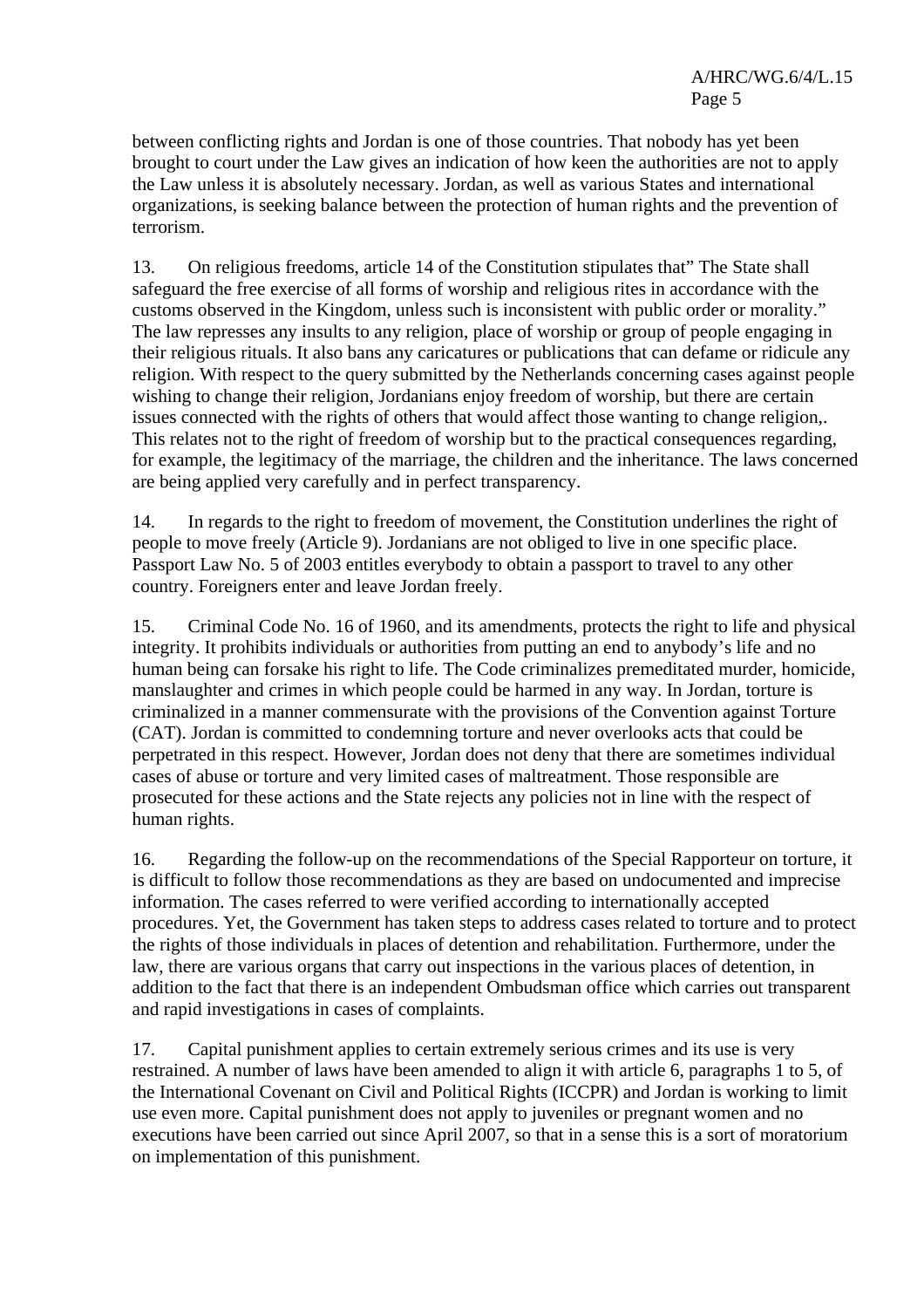between conflicting rights and Jordan is one of those countries. That nobody has yet been brought to court under the Law gives an indication of how keen the authorities are not to apply the Law unless it is absolutely necessary. Jordan, as well as various States and international organizations, is seeking balance between the protection of human rights and the prevention of terrorism.

13. On religious freedoms, article 14 of the Constitution stipulates that" The State shall safeguard the free exercise of all forms of worship and religious rites in accordance with the customs observed in the Kingdom, unless such is inconsistent with public order or morality." The law represses any insults to any religion, place of worship or group of people engaging in their religious rituals. It also bans any caricatures or publications that can defame or ridicule any religion. With respect to the query submitted by the Netherlands concerning cases against people wishing to change their religion, Jordanians enjoy freedom of worship, but there are certain issues connected with the rights of others that would affect those wanting to change religion,. This relates not to the right of freedom of worship but to the practical consequences regarding, for example, the legitimacy of the marriage, the children and the inheritance. The laws concerned are being applied very carefully and in perfect transparency.

14. In regards to the right to freedom of movement, the Constitution underlines the right of people to move freely (Article 9). Jordanians are not obliged to live in one specific place. Passport Law No. 5 of 2003 entitles everybody to obtain a passport to travel to any other country. Foreigners enter and leave Jordan freely.

15. Criminal Code No. 16 of 1960, and its amendments, protects the right to life and physical integrity. It prohibits individuals or authorities from putting an end to anybody's life and no human being can forsake his right to life. The Code criminalizes premeditated murder, homicide, manslaughter and crimes in which people could be harmed in any way. In Jordan, torture is criminalized in a manner commensurate with the provisions of the Convention against Torture (CAT). Jordan is committed to condemning torture and never overlooks acts that could be perpetrated in this respect. However, Jordan does not deny that there are sometimes individual cases of abuse or torture and very limited cases of maltreatment. Those responsible are prosecuted for these actions and the State rejects any policies not in line with the respect of human rights.

16. Regarding the follow-up on the recommendations of the Special Rapporteur on torture, it is difficult to follow those recommendations as they are based on undocumented and imprecise information. The cases referred to were verified according to internationally accepted procedures. Yet, the Government has taken steps to address cases related to torture and to protect the rights of those individuals in places of detention and rehabilitation. Furthermore, under the law, there are various organs that carry out inspections in the various places of detention, in addition to the fact that there is an independent Ombudsman office which carries out transparent and rapid investigations in cases of complaints.

17. Capital punishment applies to certain extremely serious crimes and its use is very restrained. A number of laws have been amended to align it with article 6, paragraphs 1 to 5, of the International Covenant on Civil and Political Rights (ICCPR) and Jordan is working to limit use even more. Capital punishment does not apply to juveniles or pregnant women and no executions have been carried out since April 2007, so that in a sense this is a sort of moratorium on implementation of this punishment.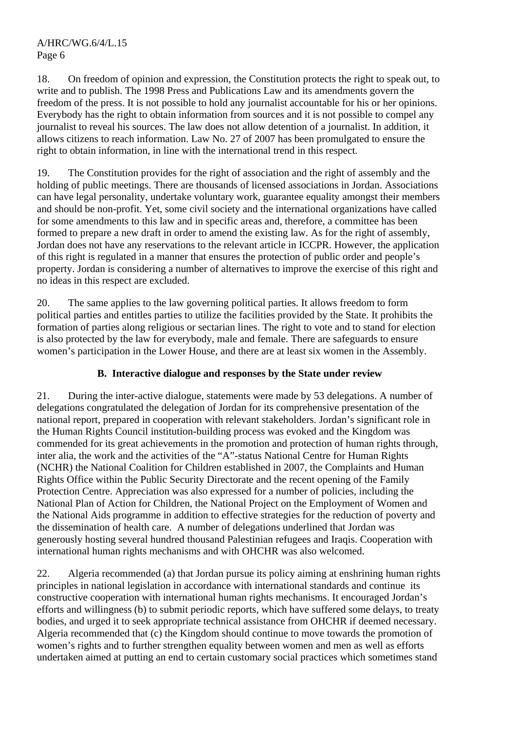18. On freedom of opinion and expression, the Constitution protects the right to speak out, to write and to publish. The 1998 Press and Publications Law and its amendments govern the freedom of the press. It is not possible to hold any journalist accountable for his or her opinions. Everybody has the right to obtain information from sources and it is not possible to compel any journalist to reveal his sources. The law does not allow detention of a journalist. In addition, it allows citizens to reach information. Law No. 27 of 2007 has been promulgated to ensure the right to obtain information, in line with the international trend in this respect.

19. The Constitution provides for the right of association and the right of assembly and the holding of public meetings. There are thousands of licensed associations in Jordan. Associations can have legal personality, undertake voluntary work, guarantee equality amongst their members and should be non-profit. Yet, some civil society and the international organizations have called for some amendments to this law and in specific areas and, therefore, a committee has been formed to prepare a new draft in order to amend the existing law. As for the right of assembly, Jordan does not have any reservations to the relevant article in ICCPR. However, the application of this right is regulated in a manner that ensures the protection of public order and people's property. Jordan is considering a number of alternatives to improve the exercise of this right and no ideas in this respect are excluded.

20. The same applies to the law governing political parties. It allows freedom to form political parties and entitles parties to utilize the facilities provided by the State. It prohibits the formation of parties along religious or sectarian lines. The right to vote and to stand for election is also protected by the law for everybody, male and female. There are safeguards to ensure women's participation in the Lower House, and there are at least six women in the Assembly.

## B. Interactive dialogue and responses by the State under review

21. During the inter-active dialogue, statements were made by 53 delegations. A number of delegations congratulated the delegation of Jordan for its comprehensive presentation of the national report, prepared in cooperation with relevant stakeholders. Jordan's significant role in the Human Rights Council institution-building process was evoked and the Kingdom was commended for its great achievements in the promotion and protection of human rights through, inter alia, the work and the activities of the "A"-status National Centre for Human Rights (NCHR) the National Coalition for Children established in 2007, the Complaints and Human Rights Office within the Public Security Directorate and the recent opening of the Family Protection Centre. Appreciation was also expressed for a number of policies, including the National Plan of Action for Children, the National Project on the Employment of Women and the National Aids programme in addition to effective strategies for the reduction of poverty and the dissemination of health care. A number of delegations underlined that Jordan was generously hosting several hundred thousand Palestinian refugees and Iraqis. Cooperation with international human rights mechanisms and with OHCHR was also welcomed.

22. Algeria recommended (a) that Jordan pursue its policy aiming at enshrining human rights principles in national legislation in accordance with international standards and continue its constructive cooperation with international human rights mechanisms. It encouraged Jordan's efforts and willingness (b) to submit periodic reports, which have suffered some delays, to treaty bodies, and urged it to seek appropriate technical assistance from OHCHR if deemed necessary. Algeria recommended that (c) the Kingdom should continue to move towards the promotion of women's rights and to further strengthen equality between women and men as well as efforts undertaken aimed at putting an end to certain customary social practices which sometimes stand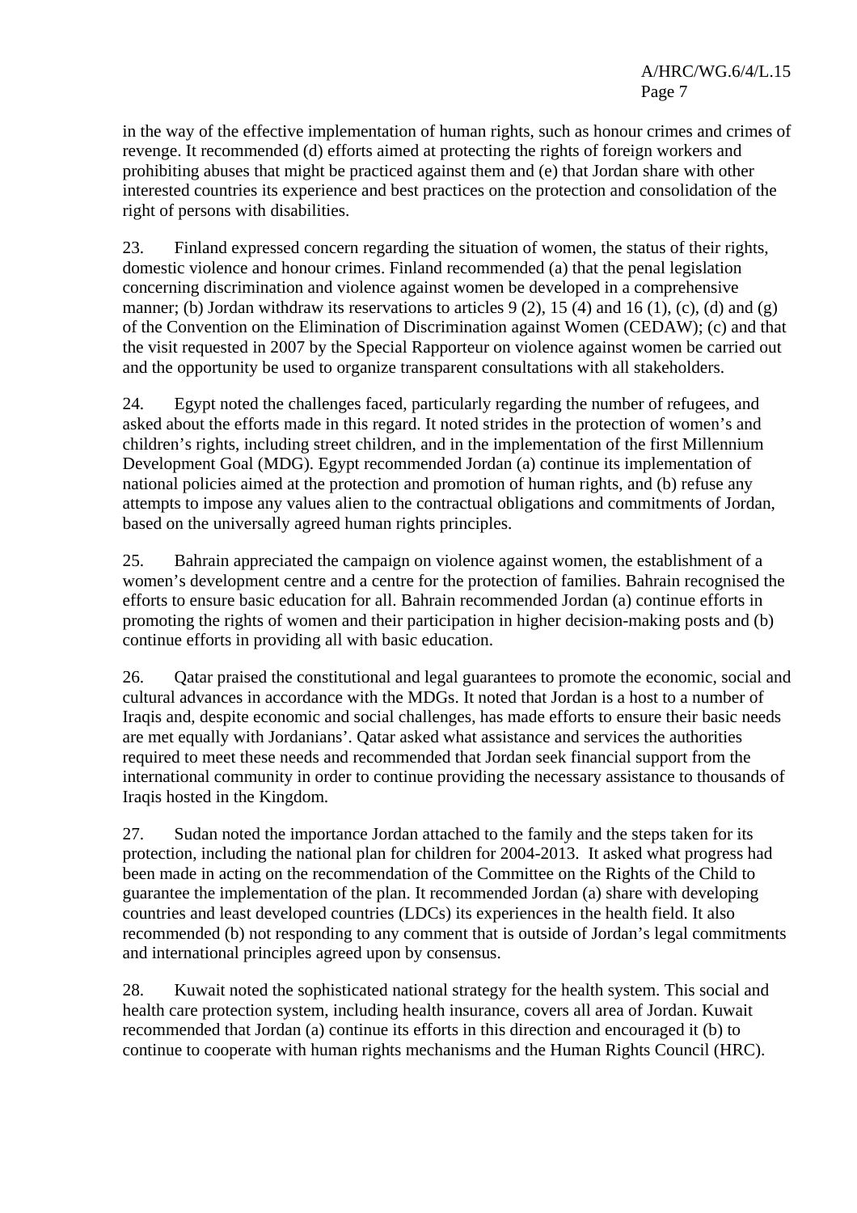in the way of the effective implementation of human rights, such as honour crimes and crimes of revenge. It recommended (d) efforts aimed at protecting the rights of foreign workers and prohibiting abuses that might be practiced against them and (e) that Jordan share with other interested countries its experience and best practices on the protection and consolidation of the right of persons with disabilities.

23. Finland expressed concern regarding the situation of women, the status of their rights, domestic violence and honour crimes. Finland recommended (a) that the penal legislation concerning discrimination and violence against women be developed in a comprehensive manner; (b) Jordan withdraw its reservations to articles 9 (2), 15 (4) and 16 (1), (c), (d) and (g) of the Convention on the Elimination of Discrimination against Women (CEDAW); (c) and that the visit requested in 2007 by the Special Rapporteur on violence against women be carried out and the opportunity be used to organize transparent consultations with all stakeholders.

24. Egypt noted the challenges faced, particularly regarding the number of refugees, and asked about the efforts made in this regard. It noted strides in the protection of women's and children's rights, including street children, and in the implementation of the first Millennium Development Goal (MDG). Egypt recommended Jordan (a) continue its implementation of national policies aimed at the protection and promotion of human rights, and (b) refuse any attempts to impose any values alien to the contractual obligations and commitments of Jordan, based on the universally agreed human rights principles.

25. Bahrain appreciated the campaign on violence against women, the establishment of a women's development centre and a centre for the protection of families. Bahrain recognised the efforts to ensure basic education for all. Bahrain recommended Jordan (a) continue efforts in promoting the rights of women and their participation in higher decision-making posts and (b) continue efforts in providing all with basic education.

26. Qatar praised the constitutional and legal guarantees to promote the economic, social and cultural advances in accordance with the MDGs. It noted that Jordan is a host to a number of Iraqis and, despite economic and social challenges, has made efforts to ensure their basic needs are met equally with Jordanians'. Qatar asked what assistance and services the authorities required to meet these needs and recommended that Jordan seek financial support from the international community in order to continue providing the necessary assistance to thousands of Iraqis hosted in the Kingdom.

27. Sudan noted the importance Jordan attached to the family and the steps taken for its protection, including the national plan for children for 2004-2013. It asked what progress had been made in acting on the recommendation of the Committee on the Rights of the Child to guarantee the implementation of the plan. It recommended Jordan (a) share with developing countries and least developed countries (LDCs) its experiences in the health field. It also recommended (b) not responding to any comment that is outside of Jordan's legal commitments and international principles agreed upon by consensus.

28. Kuwait noted the sophisticated national strategy for the health system. This social and health care protection system, including health insurance, covers all area of Jordan. Kuwait recommended that Jordan (a) continue its efforts in this direction and encouraged it (b) to continue to cooperate with human rights mechanisms and the Human Rights Council (HRC).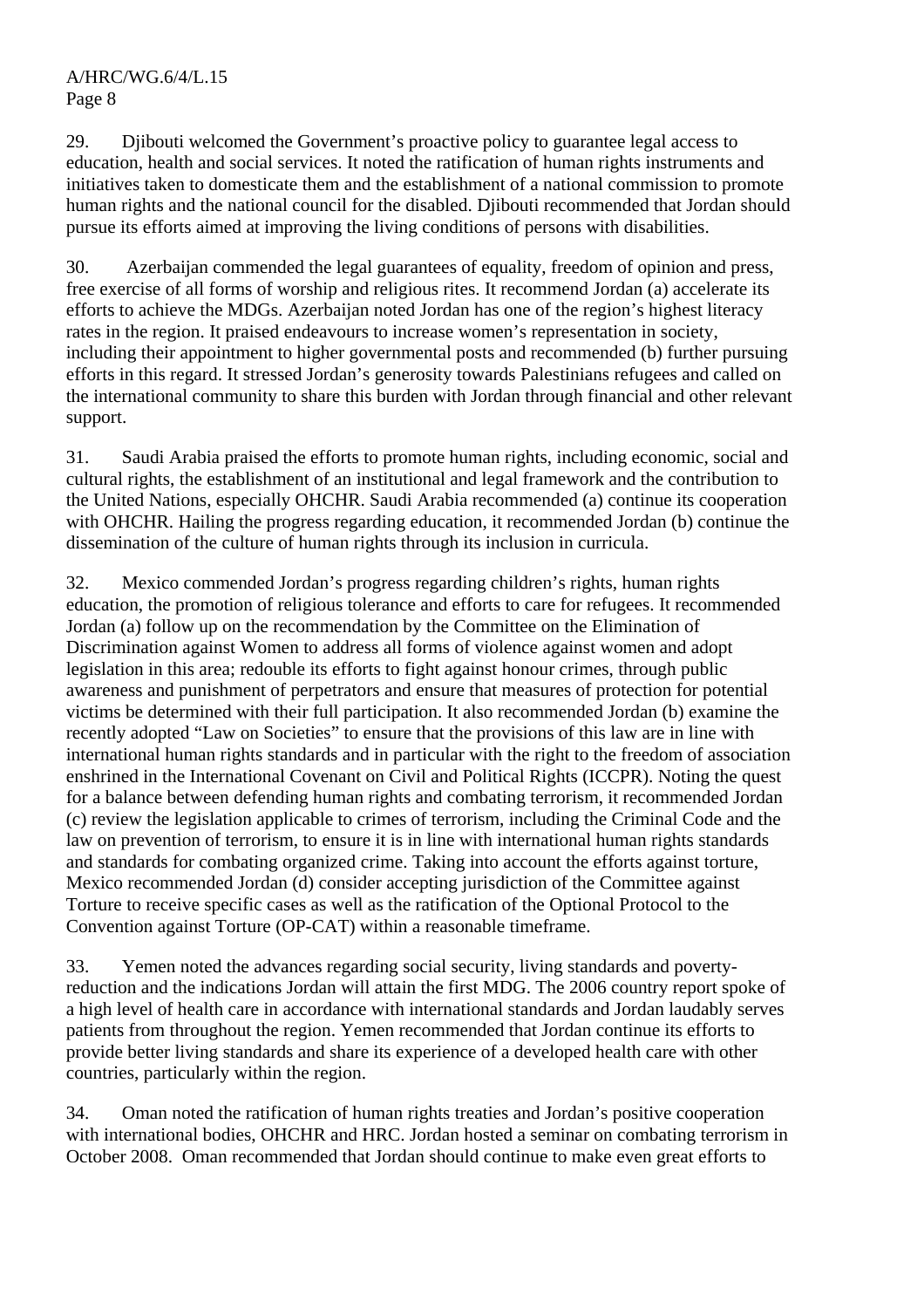29. Djibouti welcomed the Government's proactive policy to guarantee legal access to education, health and social services. It noted the ratification of human rights instruments and initiatives taken to domesticate them and the establishment of a national commission to promote human rights and the national council for the disabled. Djibouti recommended that Jordan should pursue its efforts aimed at improving the living conditions of persons with disabilities.

30. Azerbaijan commended the legal guarantees of equality, freedom of opinion and press, free exercise of all forms of worship and religious rites. It recommend Jordan (a) accelerate its efforts to achieve the MDGs. Azerbaijan noted Jordan has one of the region's highest literacy rates in the region. It praised endeavours to increase women's representation in society, including their appointment to higher governmental posts and recommended (b) further pursuing efforts in this regard. It stressed Jordan's generosity towards Palestinians refugees and called on the international community to share this burden with Jordan through financial and other relevant support.

31. Saudi Arabia praised the efforts to promote human rights, including economic, social and cultural rights, the establishment of an institutional and legal framework and the contribution to the United Nations, especially OHCHR. Saudi Arabia recommended (a) continue its cooperation with OHCHR. Hailing the progress regarding education, it recommended Jordan (b) continue the dissemination of the culture of human rights through its inclusion in curricula.

32. Mexico commended Jordan's progress regarding children's rights, human rights education, the promotion of religious tolerance and efforts to care for refugees. It recommended Jordan (a) follow up on the recommendation by the Committee on the Elimination of Discrimination against Women to address all forms of violence against women and adopt legislation in this area; redouble its efforts to fight against honour crimes, through public awareness and punishment of perpetrators and ensure that measures of protection for potential victims be determined with their full participation. It also recommended Jordan (b) examine the recently adopted "Law on Societies" to ensure that the provisions of this law are in line with international human rights standards and in particular with the right to the freedom of association enshrined in the International Covenant on Civil and Political Rights (ICCPR). Noting the quest for a balance between defending human rights and combating terrorism, it recommended Jordan (c) review the legislation applicable to crimes of terrorism, including the Criminal Code and the law on prevention of terrorism, to ensure it is in line with international human rights standards and standards for combating organized crime. Taking into account the efforts against torture, Mexico recommended Jordan (d) consider accepting jurisdiction of the Committee against Torture to receive specific cases as well as the ratification of the Optional Protocol to the Convention against Torture (OP-CAT) within a reasonable timeframe.

33. Yemen noted the advances regarding social security, living standards and poverty-reduction and the indications Jordan will attain the first MDG. The 2006 country report spoke of a high level of health care in accordance with international standards and Jordan laudably serves patients from throughout the region. Yemen recommended that Jordan continue its efforts to provide better living standards and share its experience of a developed health care with other countries, particularly within the region.

34. Oman noted the ratification of human rights treaties and Jordan's positive cooperation with international bodies, OHCHR and HRC. Jordan hosted a seminar on combating terrorism in October 2008. Oman recommended that Jordan should continue to make even great efforts to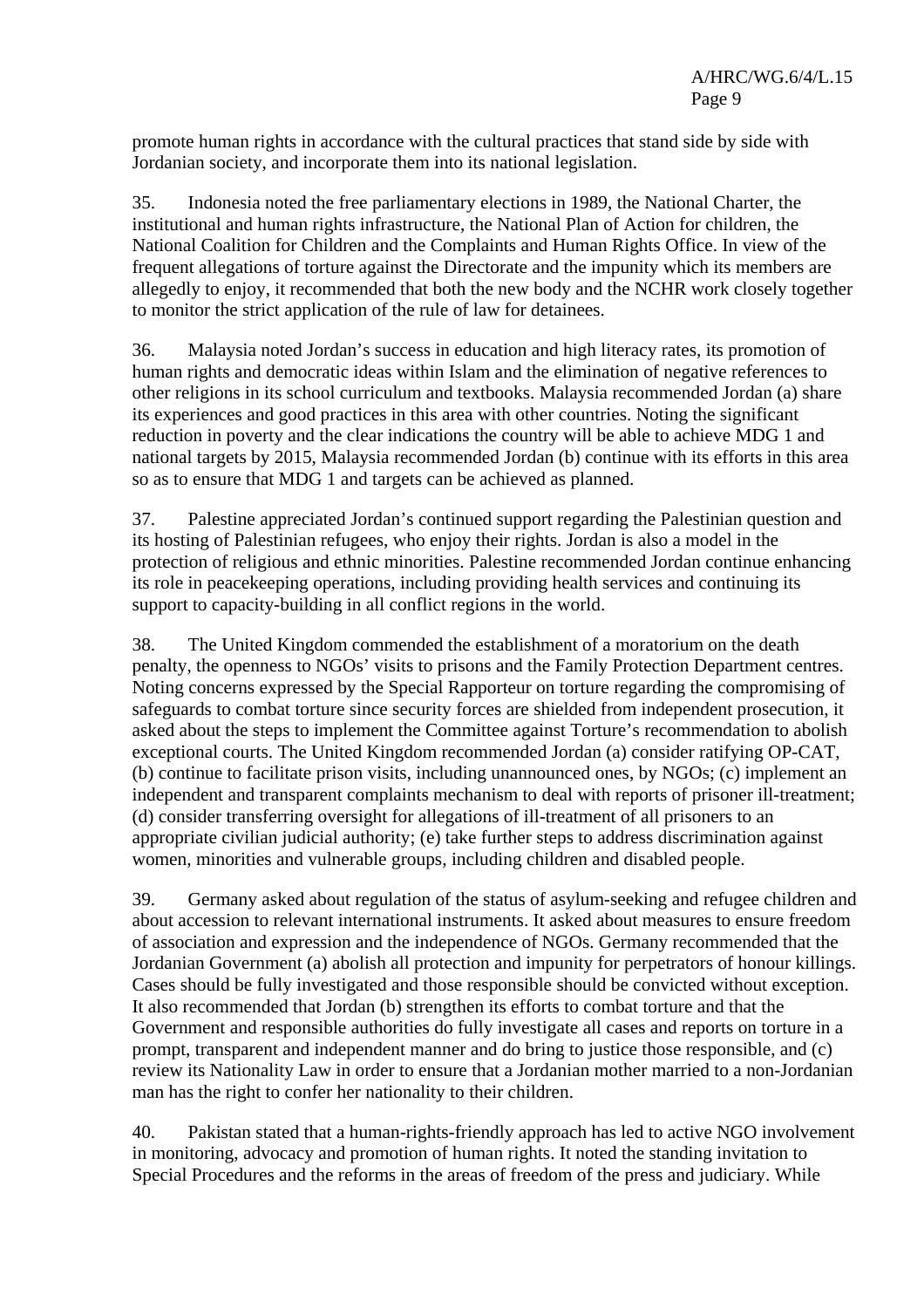promote human rights in accordance with the cultural practices that stand side by side with Jordanian society, and incorporate them into its national legislation.

35. Indonesia noted the free parliamentary elections in 1989, the National Charter, the institutional and human rights infrastructure, the National Plan of Action for children, the National Coalition for Children and the Complaints and Human Rights Office. In view of the frequent allegations of torture against the Directorate and the impunity which its members are allegedly to enjoy, it recommended that both the new body and the NCHR work closely together to monitor the strict application of the rule of law for detainees.

36. Malaysia noted Jordan's success in education and high literacy rates, its promotion of human rights and democratic ideas within Islam and the elimination of negative references to other religions in its school curriculum and textbooks. Malaysia recommended Jordan (a) share its experiences and good practices in this area with other countries. Noting the significant reduction in poverty and the clear indications the country will be able to achieve MDG 1 and national targets by 2015, Malaysia recommended Jordan (b) continue with its efforts in this area so as to ensure that MDG 1 and targets can be achieved as planned.

37. Palestine appreciated Jordan's continued support regarding the Palestinian question and its hosting of Palestinian refugees, who enjoy their rights. Jordan is also a model in the protection of religious and ethnic minorities. Palestine recommended Jordan continue enhancing its role in peacekeeping operations, including providing health services and continuing its support to capacity-building in all conflict regions in the world.

38. The United Kingdom commended the establishment of a moratorium on the death penalty, the openness to NGOs' visits to prisons and the Family Protection Department centres. Noting concerns expressed by the Special Rapporteur on torture regarding the compromising of safeguards to combat torture since security forces are shielded from independent prosecution, it asked about the steps to implement the Committee against Torture's recommendation to abolish exceptional courts. The United Kingdom recommended Jordan (a) consider ratifying OP-CAT, (b) continue to facilitate prison visits, including unannounced ones, by NGOs; (c) implement an independent and transparent complaints mechanism to deal with reports of prisoner ill-treatment; (d) consider transferring oversight for allegations of ill-treatment of all prisoners to an appropriate civilian judicial authority; (e) take further steps to address discrimination against women, minorities and vulnerable groups, including children and disabled people.

39. Germany asked about regulation of the status of asylum-seeking and refugee children and about accession to relevant international instruments. It asked about measures to ensure freedom of association and expression and the independence of NGOs. Germany recommended that the Jordanian Government (a) abolish all protection and impunity for perpetrators of honour killings. Cases should be fully investigated and those responsible should be convicted without exception. It also recommended that Jordan (b) strengthen its efforts to combat torture and that the Government and responsible authorities do fully investigate all cases and reports on torture in a prompt, transparent and independent manner and do bring to justice those responsible, and (c) review its Nationality Law in order to ensure that a Jordanian mother married to a non-Jordanian man has the right to confer her nationality to their children.

40. Pakistan stated that a human-rights-friendly approach has led to active NGO involvement in monitoring, advocacy and promotion of human rights. It noted the standing invitation to Special Procedures and the reforms in the areas of freedom of the press and judiciary. While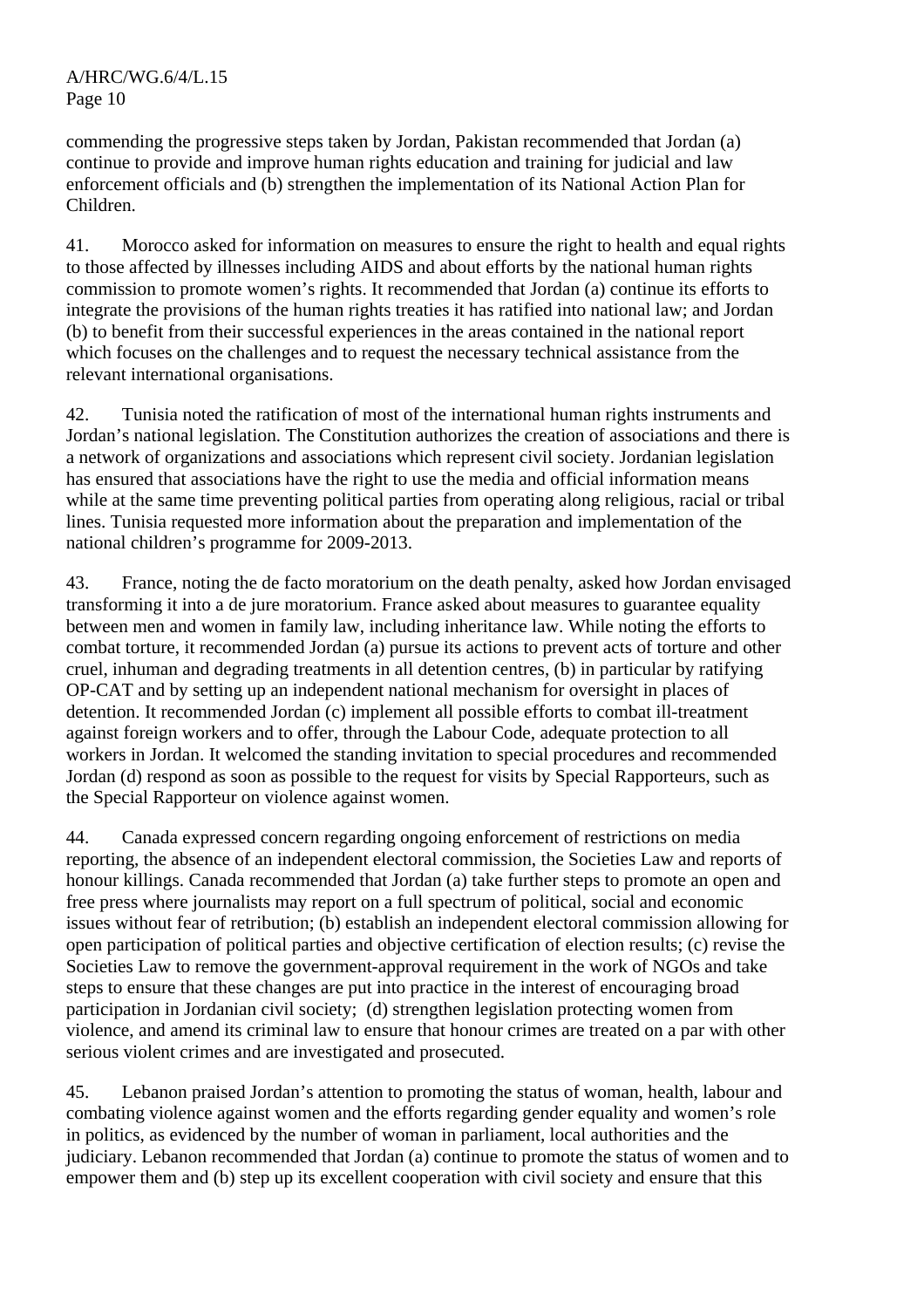commending the progressive steps taken by Jordan, Pakistan recommended that Jordan (a) continue to provide and improve human rights education and training for judicial and law enforcement officials and (b) strengthen the implementation of its National Action Plan for Children.

41. Morocco asked for information on measures to ensure the right to health and equal rights to those affected by illnesses including AIDS and about efforts by the national human rights commission to promote women's rights. It recommended that Jordan (a) continue its efforts to integrate the provisions of the human rights treaties it has ratified into national law; and Jordan (b) to benefit from their successful experiences in the areas contained in the national report which focuses on the challenges and to request the necessary technical assistance from the relevant international organisations.

42. Tunisia noted the ratification of most of the international human rights instruments and Jordan's national legislation. The Constitution authorizes the creation of associations and there is a network of organizations and associations which represent civil society. Jordanian legislation has ensured that associations have the right to use the media and official information means while at the same time preventing political parties from operating along religious, racial or tribal lines. Tunisia requested more information about the preparation and implementation of the national children's programme for 2009-2013.

43. France, noting the de facto moratorium on the death penalty, asked how Jordan envisaged transforming it into a de jure moratorium. France asked about measures to guarantee equality between men and women in family law, including inheritance law. While noting the efforts to combat torture, it recommended Jordan (a) pursue its actions to prevent acts of torture and other cruel, inhuman and degrading treatments in all detention centres, (b) in particular by ratifying OP-CAT and by setting up an independent national mechanism for oversight in places of detention. It recommended Jordan (c) implement all possible efforts to combat ill-treatment against foreign workers and to offer, through the Labour Code, adequate protection to all workers in Jordan. It welcomed the standing invitation to special procedures and recommended Jordan (d) respond as soon as possible to the request for visits by Special Rapporteurs, such as the Special Rapporteur on violence against women.

44. Canada expressed concern regarding ongoing enforcement of restrictions on media reporting, the absence of an independent electoral commission, the Societies Law and reports of honour killings. Canada recommended that Jordan (a) take further steps to promote an open and free press where journalists may report on a full spectrum of political, social and economic issues without fear of retribution; (b) establish an independent electoral commission allowing for open participation of political parties and objective certification of election results; (c) revise the Societies Law to remove the government-approval requirement in the work of NGOs and take steps to ensure that these changes are put into practice in the interest of encouraging broad participation in Jordanian civil society; (d) strengthen legislation protecting women from violence, and amend its criminal law to ensure that honour crimes are treated on a par with other serious violent crimes and are investigated and prosecuted.

45. Lebanon praised Jordan's attention to promoting the status of woman, health, labour and combating violence against women and the efforts regarding gender equality and women's role in politics, as evidenced by the number of woman in parliament, local authorities and the judiciary. Lebanon recommended that Jordan (a) continue to promote the status of women and to empower them and (b) step up its excellent cooperation with civil society and ensure that this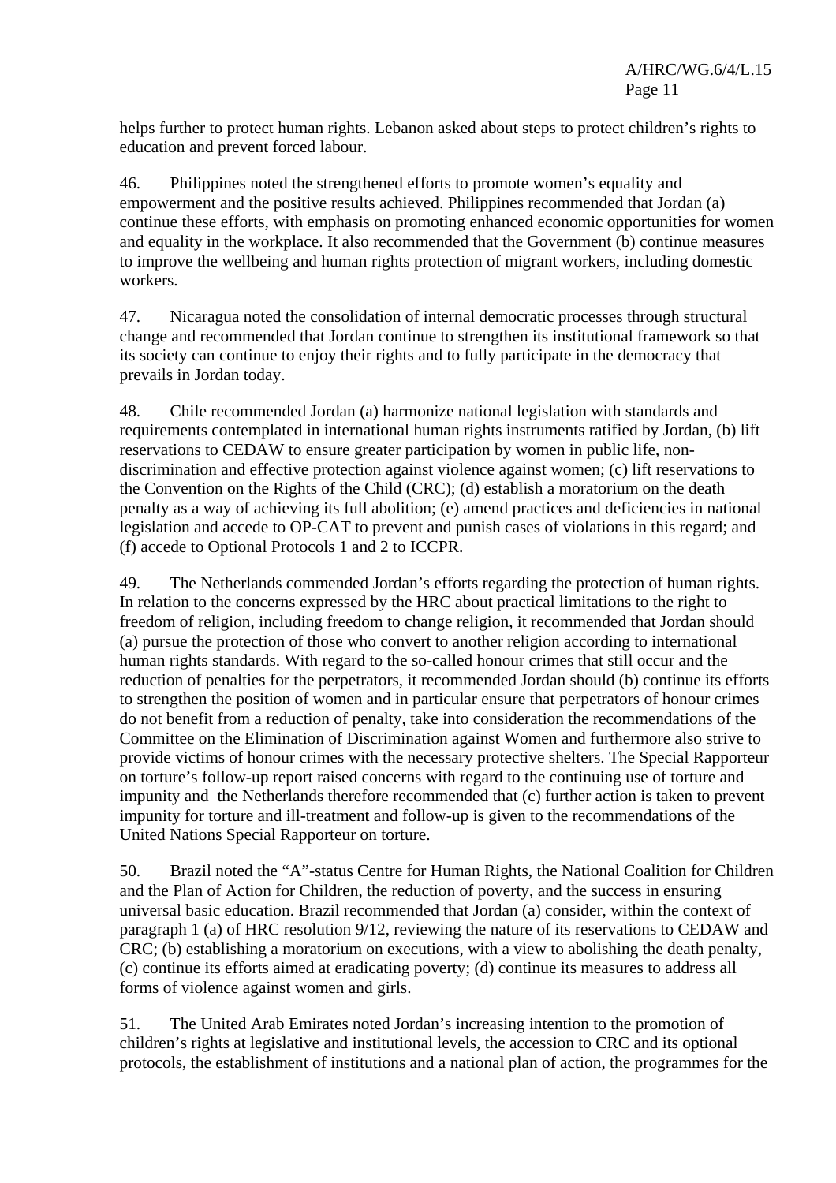helps further to protect human rights. Lebanon asked about steps to protect children's rights to education and prevent forced labour.

46. Philippines noted the strengthened efforts to promote women's equality and empowerment and the positive results achieved. Philippines recommended that Jordan (a) continue these efforts, with emphasis on promoting enhanced economic opportunities for women and equality in the workplace. It also recommended that the Government (b) continue measures to improve the wellbeing and human rights protection of migrant workers, including domestic workers.

47. Nicaragua noted the consolidation of internal democratic processes through structural change and recommended that Jordan continue to strengthen its institutional framework so that its society can continue to enjoy their rights and to fully participate in the democracy that prevails in Jordan today.

48. Chile recommended Jordan (a) harmonize national legislation with standards and requirements contemplated in international human rights instruments ratified by Jordan, (b) lift reservations to CEDAW to ensure greater participation by women in public life, non-discrimination and effective protection against violence against women; (c) lift reservations to the Convention on the Rights of the Child (CRC); (d) establish a moratorium on the death penalty as a way of achieving its full abolition; (e) amend practices and deficiencies in national legislation and accede to OP-CAT to prevent and punish cases of violations in this regard; and (f) accede to Optional Protocols 1 and 2 to ICCPR.

49. The Netherlands commended Jordan's efforts regarding the protection of human rights. In relation to the concerns expressed by the HRC about practical limitations to the right to freedom of religion, including freedom to change religion, it recommended that Jordan should (a) pursue the protection of those who convert to another religion according to international human rights standards. With regard to the so-called honour crimes that still occur and the reduction of penalties for the perpetrators, it recommended Jordan should (b) continue its efforts to strengthen the position of women and in particular ensure that perpetrators of honour crimes do not benefit from a reduction of penalty, take into consideration the recommendations of the Committee on the Elimination of Discrimination against Women and furthermore also strive to provide victims of honour crimes with the necessary protective shelters. The Special Rapporteur on torture's follow-up report raised concerns with regard to the continuing use of torture and impunity and the Netherlands therefore recommended that (c) further action is taken to prevent impunity for torture and ill-treatment and follow-up is given to the recommendations of the United Nations Special Rapporteur on torture.

50. Brazil noted the "A"-status Centre for Human Rights, the National Coalition for Children and the Plan of Action for Children, the reduction of poverty, and the success in ensuring universal basic education. Brazil recommended that Jordan (a) consider, within the context of paragraph 1 (a) of HRC resolution 9/12, reviewing the nature of its reservations to CEDAW and CRC; (b) establishing a moratorium on executions, with a view to abolishing the death penalty, (c) continue its efforts aimed at eradicating poverty; (d) continue its measures to address all forms of violence against women and girls.

51. The United Arab Emirates noted Jordan's increasing intention to the promotion of children's rights at legislative and institutional levels, the accession to CRC and its optional protocols, the establishment of institutions and a national plan of action, the programmes for the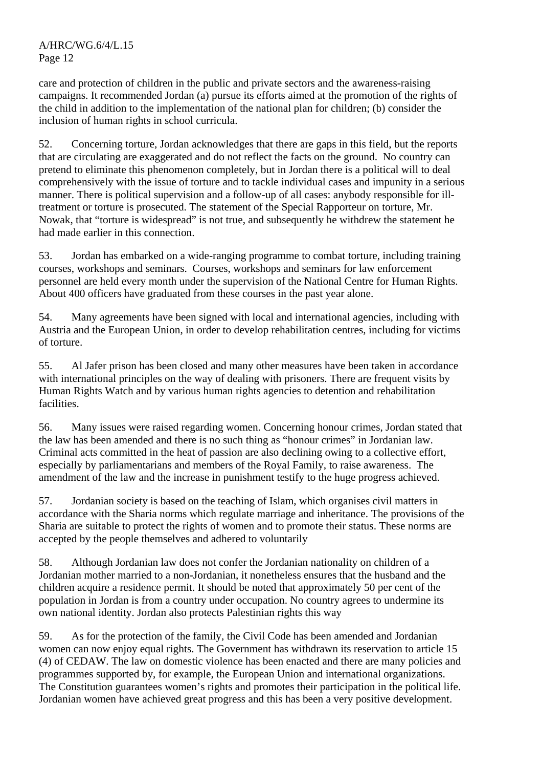care and protection of children in the public and private sectors and the awareness-raising campaigns. It recommended Jordan (a) pursue its efforts aimed at the promotion of the rights of the child in addition to the implementation of the national plan for children; (b) consider the inclusion of human rights in school curricula.

52. Concerning torture, Jordan acknowledges that there are gaps in this field, but the reports that are circulating are exaggerated and do not reflect the facts on the ground. No country can pretend to eliminate this phenomenon completely, but in Jordan there is a political will to deal comprehensively with the issue of torture and to tackle individual cases and impunity in a serious manner. There is political supervision and a follow-up of all cases: anybody responsible for ill-treatment or torture is prosecuted. The statement of the Special Rapporteur on torture, Mr. Nowak, that "torture is widespread" is not true, and subsequently he withdrew the statement he had made earlier in this connection.

53. Jordan has embarked on a wide-ranging programme to combat torture, including training courses, workshops and seminars. Courses, workshops and seminars for law enforcement personnel are held every month under the supervision of the National Centre for Human Rights. About 400 officers have graduated from these courses in the past year alone.

54. Many agreements have been signed with local and international agencies, including with Austria and the European Union, in order to develop rehabilitation centres, including for victims of torture.

55. Al Jafer prison has been closed and many other measures have been taken in accordance with international principles on the way of dealing with prisoners. There are frequent visits by Human Rights Watch and by various human rights agencies to detention and rehabilitation facilities.

56. Many issues were raised regarding women. Concerning honour crimes, Jordan stated that the law has been amended and there is no such thing as "honour crimes" in Jordanian law. Criminal acts committed in the heat of passion are also declining owing to a collective effort, especially by parliamentarians and members of the Royal Family, to raise awareness. The amendment of the law and the increase in punishment testify to the huge progress achieved.

57. Jordanian society is based on the teaching of Islam, which organises civil matters in accordance with the Sharia norms which regulate marriage and inheritance. The provisions of the Sharia are suitable to protect the rights of women and to promote their status. These norms are accepted by the people themselves and adhered to voluntarily

58. Although Jordanian law does not confer the Jordanian nationality on children of a Jordanian mother married to a non-Jordanian, it nonetheless ensures that the husband and the children acquire a residence permit. It should be noted that approximately 50 per cent of the population in Jordan is from a country under occupation. No country agrees to undermine its own national identity. Jordan also protects Palestinian rights this way

59. As for the protection of the family, the Civil Code has been amended and Jordanian women can now enjoy equal rights. The Government has withdrawn its reservation to article 15 (4) of CEDAW. The law on domestic violence has been enacted and there are many policies and programmes supported by, for example, the European Union and international organizations. The Constitution guarantees women's rights and promotes their participation in the political life. Jordanian women have achieved great progress and this has been a very positive development.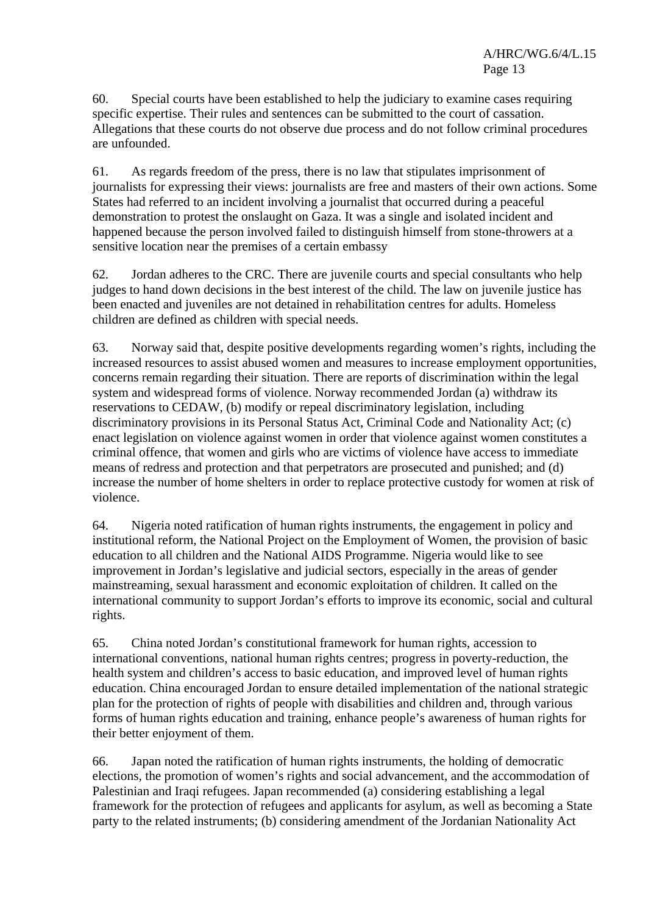60. Special courts have been established to help the judiciary to examine cases requiring specific expertise. Their rules and sentences can be submitted to the court of cassation. Allegations that these courts do not observe due process and do not follow criminal procedures are unfounded.

61. As regards freedom of the press, there is no law that stipulates imprisonment of journalists for expressing their views: journalists are free and masters of their own actions. Some States had referred to an incident involving a journalist that occurred during a peaceful demonstration to protest the onslaught on Gaza. It was a single and isolated incident and happened because the person involved failed to distinguish himself from stone-throwers at a sensitive location near the premises of a certain embassy

62. Jordan adheres to the CRC. There are juvenile courts and special consultants who help judges to hand down decisions in the best interest of the child. The law on juvenile justice has been enacted and juveniles are not detained in rehabilitation centres for adults. Homeless children are defined as children with special needs.

63. Norway said that, despite positive developments regarding women's rights, including the increased resources to assist abused women and measures to increase employment opportunities, concerns remain regarding their situation. There are reports of discrimination within the legal system and widespread forms of violence. Norway recommended Jordan (a) withdraw its reservations to CEDAW, (b) modify or repeal discriminatory legislation, including discriminatory provisions in its Personal Status Act, Criminal Code and Nationality Act; (c) enact legislation on violence against women in order that violence against women constitutes a criminal offence, that women and girls who are victims of violence have access to immediate means of redress and protection and that perpetrators are prosecuted and punished; and (d) increase the number of home shelters in order to replace protective custody for women at risk of violence.

64. Nigeria noted ratification of human rights instruments, the engagement in policy and institutional reform, the National Project on the Employment of Women, the provision of basic education to all children and the National AIDS Programme. Nigeria would like to see improvement in Jordan's legislative and judicial sectors, especially in the areas of gender mainstreaming, sexual harassment and economic exploitation of children. It called on the international community to support Jordan's efforts to improve its economic, social and cultural rights.

65. China noted Jordan's constitutional framework for human rights, accession to international conventions, national human rights centres; progress in poverty-reduction, the health system and children's access to basic education, and improved level of human rights education. China encouraged Jordan to ensure detailed implementation of the national strategic plan for the protection of rights of people with disabilities and children and, through various forms of human rights education and training, enhance people's awareness of human rights for their better enjoyment of them.

66. Japan noted the ratification of human rights instruments, the holding of democratic elections, the promotion of women's rights and social advancement, and the accommodation of Palestinian and Iraqi refugees. Japan recommended (a) considering establishing a legal framework for the protection of refugees and applicants for asylum, as well as becoming a State party to the related instruments; (b) considering amendment of the Jordanian Nationality Act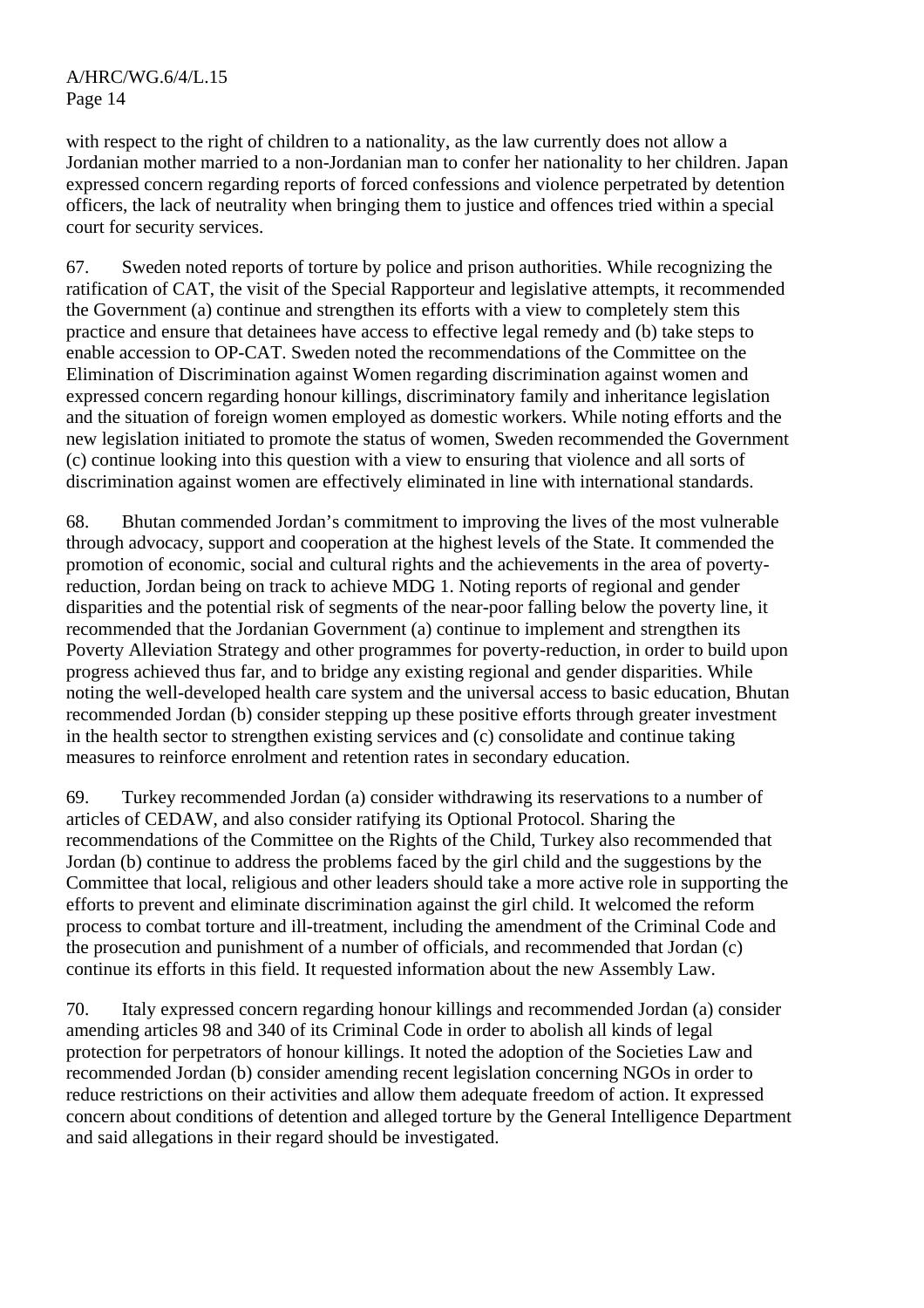with respect to the right of children to a nationality, as the law currently does not allow a Jordanian mother married to a non-Jordanian man to confer her nationality to her children. Japan expressed concern regarding reports of forced confessions and violence perpetrated by detention officers, the lack of neutrality when bringing them to justice and offences tried within a special court for security services.

67. Sweden noted reports of torture by police and prison authorities. While recognizing the ratification of CAT, the visit of the Special Rapporteur and legislative attempts, it recommended the Government (a) continue and strengthen its efforts with a view to completely stem this practice and ensure that detainees have access to effective legal remedy and (b) take steps to enable accession to OP-CAT. Sweden noted the recommendations of the Committee on the Elimination of Discrimination against Women regarding discrimination against women and expressed concern regarding honour killings, discriminatory family and inheritance legislation and the situation of foreign women employed as domestic workers. While noting efforts and the new legislation initiated to promote the status of women, Sweden recommended the Government (c) continue looking into this question with a view to ensuring that violence and all sorts of discrimination against women are effectively eliminated in line with international standards.

68. Bhutan commended Jordan's commitment to improving the lives of the most vulnerable through advocacy, support and cooperation at the highest levels of the State. It commended the promotion of economic, social and cultural rights and the achievements in the area of poverty-reduction, Jordan being on track to achieve MDG 1. Noting reports of regional and gender disparities and the potential risk of segments of the near-poor falling below the poverty line, it recommended that the Jordanian Government (a) continue to implement and strengthen its Poverty Alleviation Strategy and other programmes for poverty-reduction, in order to build upon progress achieved thus far, and to bridge any existing regional and gender disparities. While noting the well-developed health care system and the universal access to basic education, Bhutan recommended Jordan (b) consider stepping up these positive efforts through greater investment in the health sector to strengthen existing services and (c) consolidate and continue taking measures to reinforce enrolment and retention rates in secondary education.

69. Turkey recommended Jordan (a) consider withdrawing its reservations to a number of articles of CEDAW, and also consider ratifying its Optional Protocol. Sharing the recommendations of the Committee on the Rights of the Child, Turkey also recommended that Jordan (b) continue to address the problems faced by the girl child and the suggestions by the Committee that local, religious and other leaders should take a more active role in supporting the efforts to prevent and eliminate discrimination against the girl child. It welcomed the reform process to combat torture and ill-treatment, including the amendment of the Criminal Code and the prosecution and punishment of a number of officials, and recommended that Jordan (c) continue its efforts in this field. It requested information about the new Assembly Law.

70. Italy expressed concern regarding honour killings and recommended Jordan (a) consider amending articles 98 and 340 of its Criminal Code in order to abolish all kinds of legal protection for perpetrators of honour killings. It noted the adoption of the Societies Law and recommended Jordan (b) consider amending recent legislation concerning NGOs in order to reduce restrictions on their activities and allow them adequate freedom of action. It expressed concern about conditions of detention and alleged torture by the General Intelligence Department and said allegations in their regard should be investigated.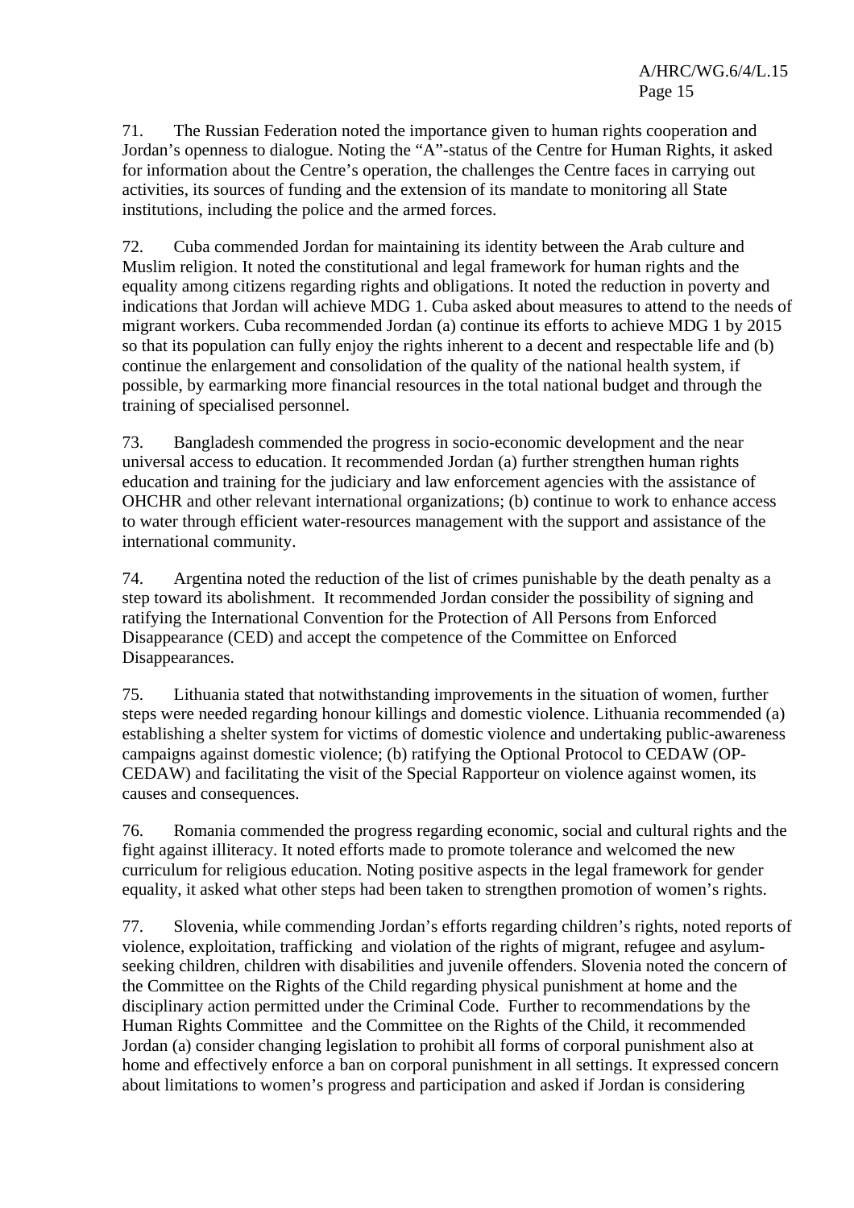71. The Russian Federation noted the importance given to human rights cooperation and Jordan's openness to dialogue. Noting the "A"-status of the Centre for Human Rights, it asked for information about the Centre's operation, the challenges the Centre faces in carrying out activities, its sources of funding and the extension of its mandate to monitoring all State institutions, including the police and the armed forces.

72. Cuba commended Jordan for maintaining its identity between the Arab culture and Muslim religion. It noted the constitutional and legal framework for human rights and the equality among citizens regarding rights and obligations. It noted the reduction in poverty and indications that Jordan will achieve MDG 1. Cuba asked about measures to attend to the needs of migrant workers. Cuba recommended Jordan (a) continue its efforts to achieve MDG 1 by 2015 so that its population can fully enjoy the rights inherent to a decent and respectable life and (b) continue the enlargement and consolidation of the quality of the national health system, if possible, by earmarking more financial resources in the total national budget and through the training of specialised personnel.

73. Bangladesh commended the progress in socio-economic development and the near universal access to education. It recommended Jordan (a) further strengthen human rights education and training for the judiciary and law enforcement agencies with the assistance of OHCHR and other relevant international organizations; (b) continue to work to enhance access to water through efficient water-resources management with the support and assistance of the international community.

74. Argentina noted the reduction of the list of crimes punishable by the death penalty as a step toward its abolishment. It recommended Jordan consider the possibility of signing and ratifying the International Convention for the Protection of All Persons from Enforced Disappearance (CED) and accept the competence of the Committee on Enforced Disappearances.

75. Lithuania stated that notwithstanding improvements in the situation of women, further steps were needed regarding honour killings and domestic violence. Lithuania recommended (a) establishing a shelter system for victims of domestic violence and undertaking public-awareness campaigns against domestic violence; (b) ratifying the Optional Protocol to CEDAW (OP-CEDAW) and facilitating the visit of the Special Rapporteur on violence against women, its causes and consequences.

76. Romania commended the progress regarding economic, social and cultural rights and the fight against illiteracy. It noted efforts made to promote tolerance and welcomed the new curriculum for religious education. Noting positive aspects in the legal framework for gender equality, it asked what other steps had been taken to strengthen promotion of women's rights.

77. Slovenia, while commending Jordan's efforts regarding children's rights, noted reports of violence, exploitation, trafficking and violation of the rights of migrant, refugee and asylum-seeking children, children with disabilities and juvenile offenders. Slovenia noted the concern of the Committee on the Rights of the Child regarding physical punishment at home and the disciplinary action permitted under the Criminal Code. Further to recommendations by the Human Rights Committee and the Committee on the Rights of the Child, it recommended Jordan (a) consider changing legislation to prohibit all forms of corporal punishment also at home and effectively enforce a ban on corporal punishment in all settings. It expressed concern about limitations to women's progress and participation and asked if Jordan is considering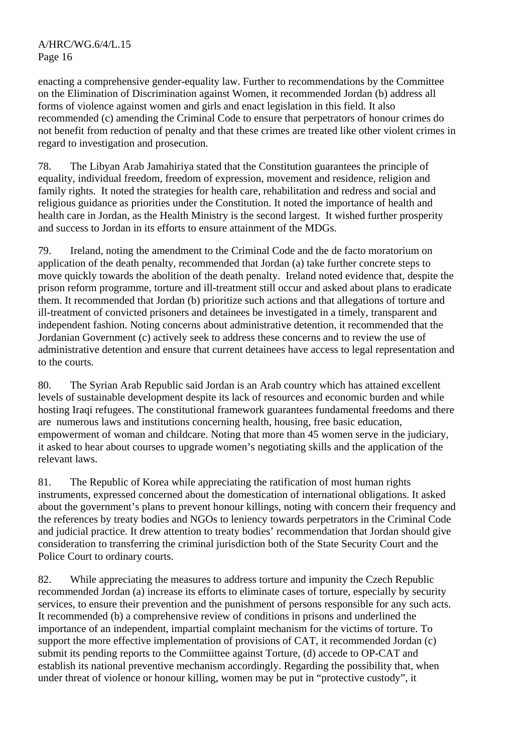enacting a comprehensive gender-equality law. Further to recommendations by the Committee on the Elimination of Discrimination against Women, it recommended Jordan (b) address all forms of violence against women and girls and enact legislation in this field. It also recommended (c) amending the Criminal Code to ensure that perpetrators of honour crimes do not benefit from reduction of penalty and that these crimes are treated like other violent crimes in regard to investigation and prosecution.

78. The Libyan Arab Jamahiriya stated that the Constitution guarantees the principle of equality, individual freedom, freedom of expression, movement and residence, religion and family rights. It noted the strategies for health care, rehabilitation and redress and social and religious guidance as priorities under the Constitution. It noted the importance of health and health care in Jordan, as the Health Ministry is the second largest. It wished further prosperity and success to Jordan in its efforts to ensure attainment of the MDGs.

79. Ireland, noting the amendment to the Criminal Code and the de facto moratorium on application of the death penalty, recommended that Jordan (a) take further concrete steps to move quickly towards the abolition of the death penalty. Ireland noted evidence that, despite the prison reform programme, torture and ill-treatment still occur and asked about plans to eradicate them. It recommended that Jordan (b) prioritize such actions and that allegations of torture and ill-treatment of convicted prisoners and detainees be investigated in a timely, transparent and independent fashion. Noting concerns about administrative detention, it recommended that the Jordanian Government (c) actively seek to address these concerns and to review the use of administrative detention and ensure that current detainees have access to legal representation and to the courts.

80. The Syrian Arab Republic said Jordan is an Arab country which has attained excellent levels of sustainable development despite its lack of resources and economic burden and while hosting Iraqi refugees. The constitutional framework guarantees fundamental freedoms and there are numerous laws and institutions concerning health, housing, free basic education, empowerment of woman and childcare. Noting that more than 45 women serve in the judiciary, it asked to hear about courses to upgrade women's negotiating skills and the application of the relevant laws.

81. The Republic of Korea while appreciating the ratification of most human rights instruments, expressed concerned about the domestication of international obligations. It asked about the government's plans to prevent honour killings, noting with concern their frequency and the references by treaty bodies and NGOs to leniency towards perpetrators in the Criminal Code and judicial practice. It drew attention to treaty bodies' recommendation that Jordan should give consideration to transferring the criminal jurisdiction both of the State Security Court and the Police Court to ordinary courts.

82. While appreciating the measures to address torture and impunity the Czech Republic recommended Jordan (a) increase its efforts to eliminate cases of torture, especially by security services, to ensure their prevention and the punishment of persons responsible for any such acts. It recommended (b) a comprehensive review of conditions in prisons and underlined the importance of an independent, impartial complaint mechanism for the victims of torture. To support the more effective implementation of provisions of CAT, it recommended Jordan (c) submit its pending reports to the Commiittee against Torture, (d) accede to OP-CAT and establish its national preventive mechanism accordingly. Regarding the possibility that, when under threat of violence or honour killing, women may be put in "protective custody", it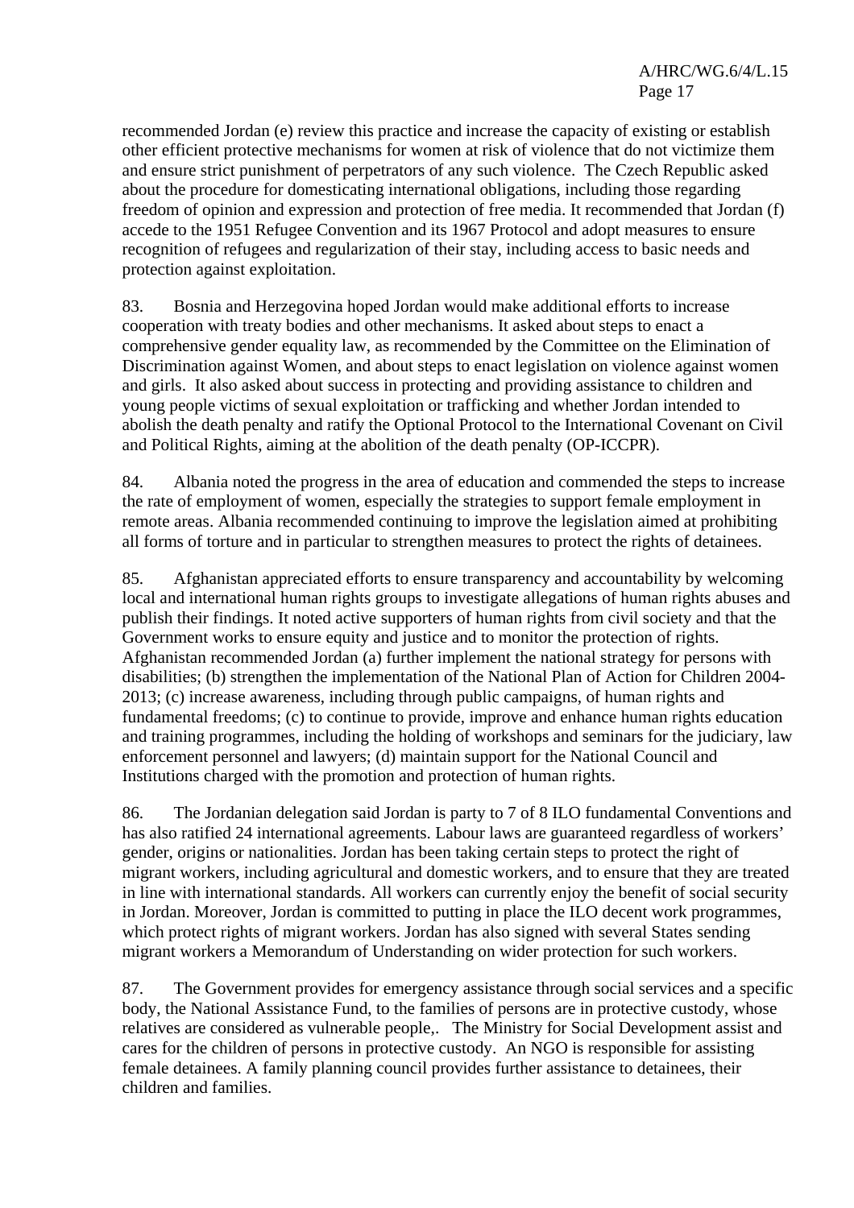recommended Jordan (e) review this practice and increase the capacity of existing or establish other efficient protective mechanisms for women at risk of violence that do not victimize them and ensure strict punishment of perpetrators of any such violence. The Czech Republic asked about the procedure for domesticating international obligations, including those regarding freedom of opinion and expression and protection of free media. It recommended that Jordan (f) accede to the 1951 Refugee Convention and its 1967 Protocol and adopt measures to ensure recognition of refugees and regularization of their stay, including access to basic needs and protection against exploitation.

83. Bosnia and Herzegovina hoped Jordan would make additional efforts to increase cooperation with treaty bodies and other mechanisms. It asked about steps to enact a comprehensive gender equality law, as recommended by the Committee on the Elimination of Discrimination against Women, and about steps to enact legislation on violence against women and girls. It also asked about success in protecting and providing assistance to children and young people victims of sexual exploitation or trafficking and whether Jordan intended to abolish the death penalty and ratify the Optional Protocol to the International Covenant on Civil and Political Rights, aiming at the abolition of the death penalty (OP-ICCPR).

84. Albania noted the progress in the area of education and commended the steps to increase the rate of employment of women, especially the strategies to support female employment in remote areas. Albania recommended continuing to improve the legislation aimed at prohibiting all forms of torture and in particular to strengthen measures to protect the rights of detainees.

85. Afghanistan appreciated efforts to ensure transparency and accountability by welcoming local and international human rights groups to investigate allegations of human rights abuses and publish their findings. It noted active supporters of human rights from civil society and that the Government works to ensure equity and justice and to monitor the protection of rights. Afghanistan recommended Jordan (a) further implement the national strategy for persons with disabilities; (b) strengthen the implementation of the National Plan of Action for Children 2004-2013; (c) increase awareness, including through public campaigns, of human rights and fundamental freedoms; (c) to continue to provide, improve and enhance human rights education and training programmes, including the holding of workshops and seminars for the judiciary, law enforcement personnel and lawyers; (d) maintain support for the National Council and Institutions charged with the promotion and protection of human rights.

86. The Jordanian delegation said Jordan is party to 7 of 8 ILO fundamental Conventions and has also ratified 24 international agreements. Labour laws are guaranteed regardless of workers' gender, origins or nationalities. Jordan has been taking certain steps to protect the right of migrant workers, including agricultural and domestic workers, and to ensure that they are treated in line with international standards. All workers can currently enjoy the benefit of social security in Jordan. Moreover, Jordan is committed to putting in place the ILO decent work programmes, which protect rights of migrant workers. Jordan has also signed with several States sending migrant workers a Memorandum of Understanding on wider protection for such workers.

87. The Government provides for emergency assistance through social services and a specific body, the National Assistance Fund, to the families of persons are in protective custody, whose relatives are considered as vulnerable people,. The Ministry for Social Development assist and cares for the children of persons in protective custody. An NGO is responsible for assisting female detainees. A family planning council provides further assistance to detainees, their children and families.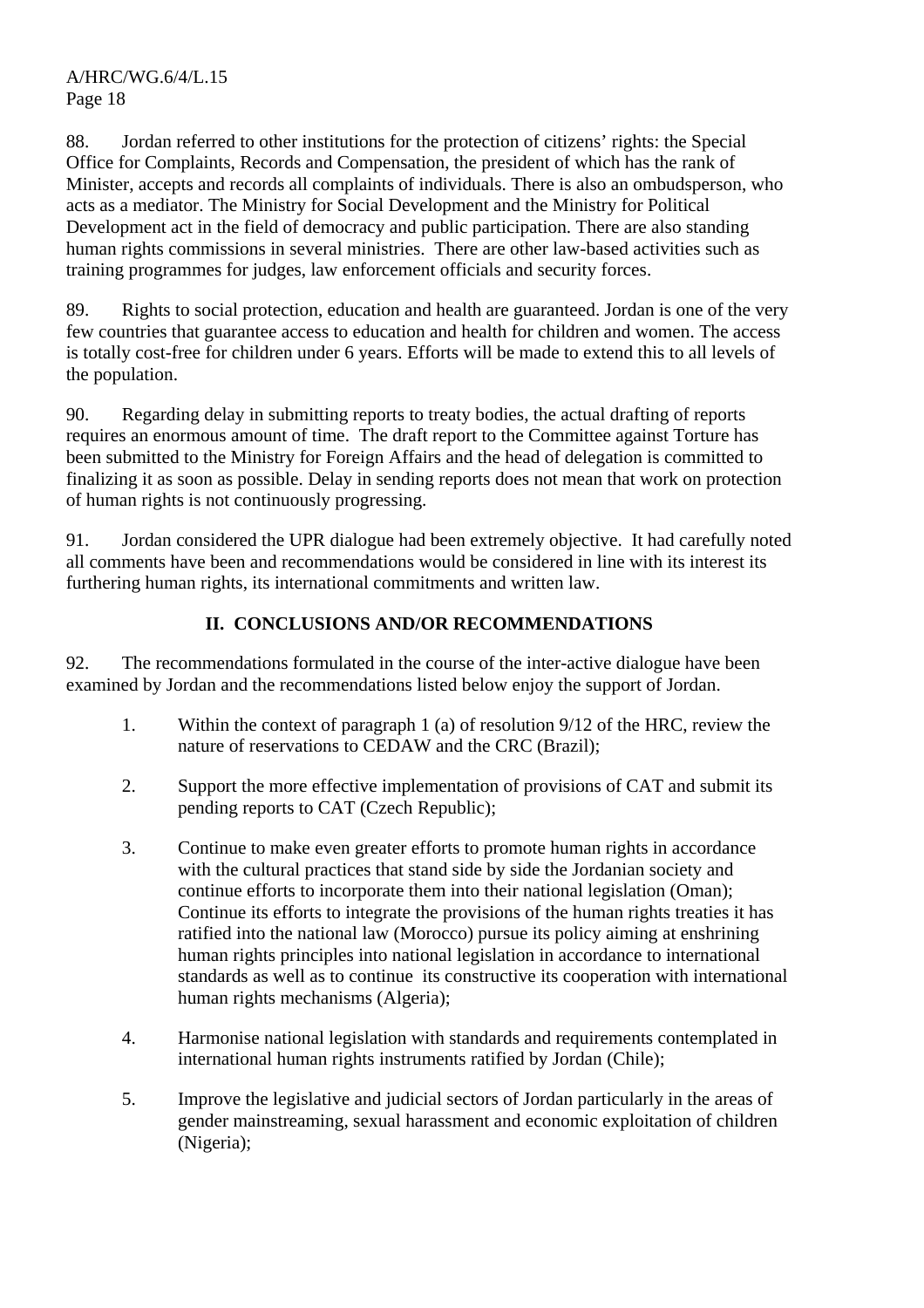88. Jordan referred to other institutions for the protection of citizens' rights: the Special Office for Complaints, Records and Compensation, the president of which has the rank of Minister, accepts and records all complaints of individuals. There is also an ombudsperson, who acts as a mediator. The Ministry for Social Development and the Ministry for Political Development act in the field of democracy and public participation. There are also standing human rights commissions in several ministries. There are other law-based activities such as training programmes for judges, law enforcement officials and security forces.

89. Rights to social protection, education and health are guaranteed. Jordan is one of the very few countries that guarantee access to education and health for children and women. The access is totally cost-free for children under 6 years. Efforts will be made to extend this to all levels of the population.

90. Regarding delay in submitting reports to treaty bodies, the actual drafting of reports requires an enormous amount of time. The draft report to the Committee against Torture has been submitted to the Ministry for Foreign Affairs and the head of delegation is committed to finalizing it as soon as possible. Delay in sending reports does not mean that work on protection of human rights is not continuously progressing.

91. Jordan considered the UPR dialogue had been extremely objective. It had carefully noted all comments have been and recommendations would be considered in line with its interest its furthering human rights, its international commitments and written law.

## II. CONCLUSIONS AND/OR RECOMMENDATIONS

92. The recommendations formulated in the course of the inter-active dialogue have been examined by Jordan and the recommendations listed below enjoy the support of Jordan.

1. Within the context of paragraph 1 (a) of resolution 9/12 of the HRC, review the nature of reservations to CEDAW and the CRC (Brazil);

2. Support the more effective implementation of provisions of CAT and submit its pending reports to CAT (Czech Republic);

3. Continue to make even greater efforts to promote human rights in accordance with the cultural practices that stand side by side the Jordanian society and continue efforts to incorporate them into their national legislation (Oman); Continue its efforts to integrate the provisions of the human rights treaties it has ratified into the national law (Morocco) pursue its policy aiming at enshrining human rights principles into national legislation in accordance to international standards as well as to continue its constructive its cooperation with international human rights mechanisms (Algeria);

4. Harmonise national legislation with standards and requirements contemplated in international human rights instruments ratified by Jordan (Chile);

5. Improve the legislative and judicial sectors of Jordan particularly in the areas of gender mainstreaming, sexual harassment and economic exploitation of children (Nigeria);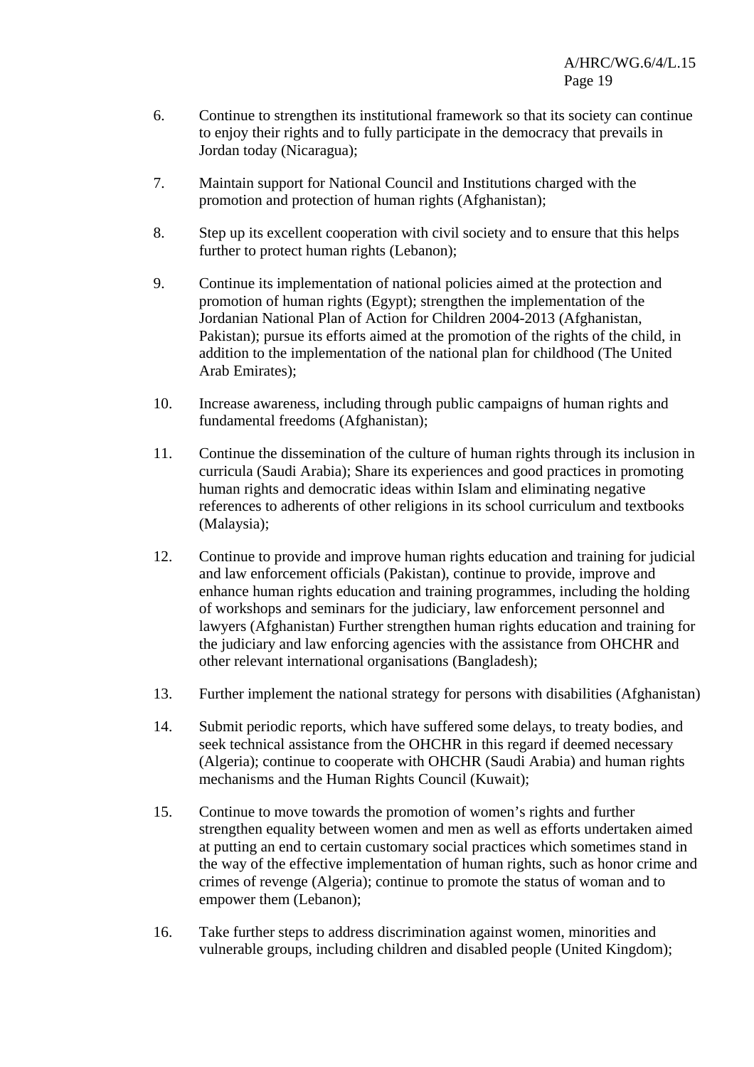6. Continue to strengthen its institutional framework so that its society can continue to enjoy their rights and to fully participate in the democracy that prevails in Jordan today (Nicaragua);

7. Maintain support for National Council and Institutions charged with the promotion and protection of human rights (Afghanistan);

8. Step up its excellent cooperation with civil society and to ensure that this helps further to protect human rights (Lebanon);

9. Continue its implementation of national policies aimed at the protection and promotion of human rights (Egypt); strengthen the implementation of the Jordanian National Plan of Action for Children 2004-2013 (Afghanistan, Pakistan); pursue its efforts aimed at the promotion of the rights of the child, in addition to the implementation of the national plan for childhood (The United Arab Emirates);

10. Increase awareness, including through public campaigns of human rights and fundamental freedoms (Afghanistan);

11. Continue the dissemination of the culture of human rights through its inclusion in curricula (Saudi Arabia); Share its experiences and good practices in promoting human rights and democratic ideas within Islam and eliminating negative references to adherents of other religions in its school curriculum and textbooks (Malaysia);

12. Continue to provide and improve human rights education and training for judicial and law enforcement officials (Pakistan), continue to provide, improve and enhance human rights education and training programmes, including the holding of workshops and seminars for the judiciary, law enforcement personnel and lawyers (Afghanistan) Further strengthen human rights education and training for the judiciary and law enforcing agencies with the assistance from OHCHR and other relevant international organisations (Bangladesh);

13. Further implement the national strategy for persons with disabilities (Afghanistan)

14. Submit periodic reports, which have suffered some delays, to treaty bodies, and seek technical assistance from the OHCHR in this regard if deemed necessary (Algeria); continue to cooperate with OHCHR (Saudi Arabia) and human rights mechanisms and the Human Rights Council (Kuwait);

15. Continue to move towards the promotion of women's rights and further strengthen equality between women and men as well as efforts undertaken aimed at putting an end to certain customary social practices which sometimes stand in the way of the effective implementation of human rights, such as honor crime and crimes of revenge (Algeria); continue to promote the status of woman and to empower them (Lebanon);

16. Take further steps to address discrimination against women, minorities and vulnerable groups, including children and disabled people (United Kingdom);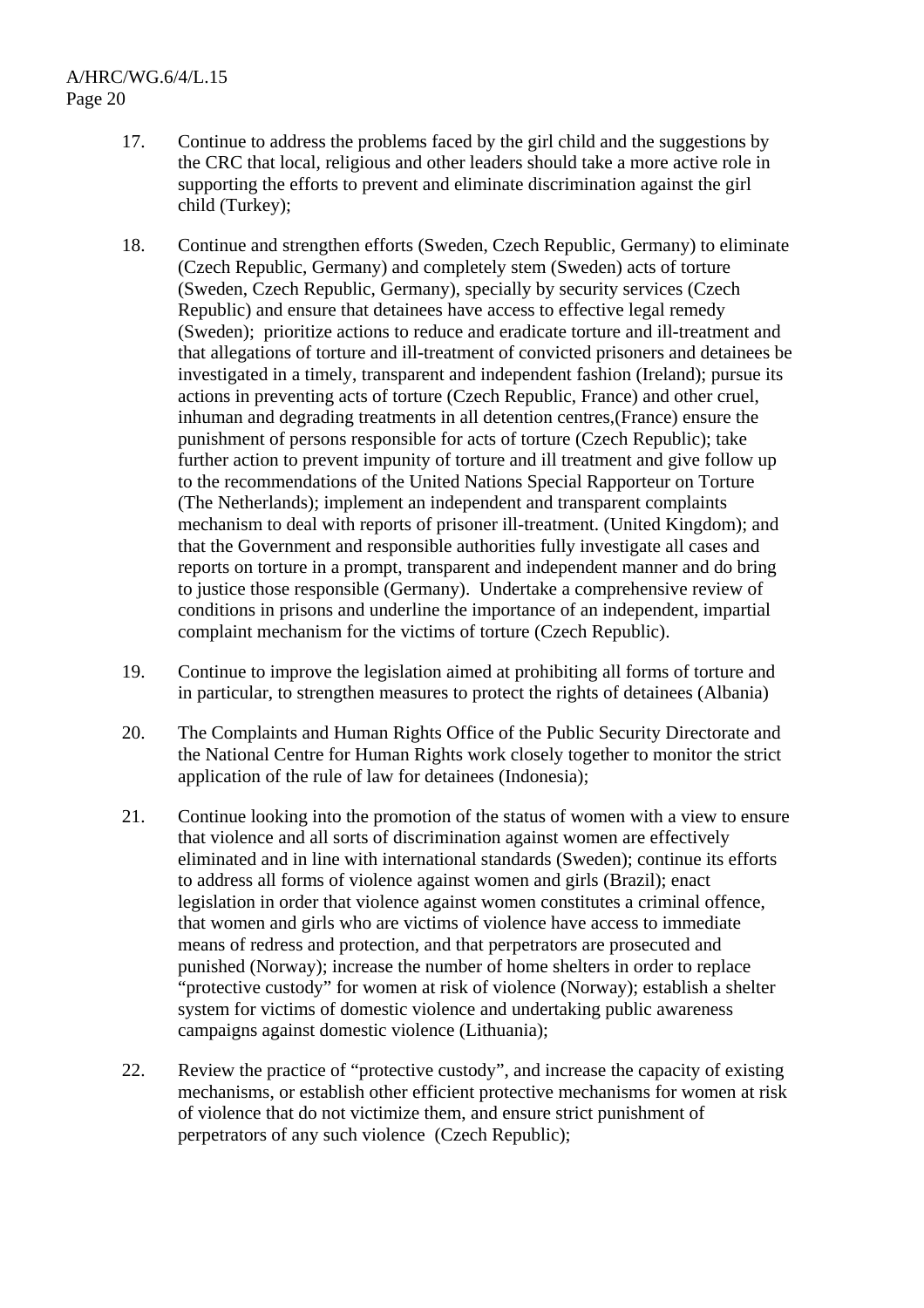17. Continue to address the problems faced by the girl child and the suggestions by the CRC that local, religious and other leaders should take a more active role in supporting the efforts to prevent and eliminate discrimination against the girl child (Turkey);

18. Continue and strengthen efforts (Sweden, Czech Republic, Germany) to eliminate (Czech Republic, Germany) and completely stem (Sweden) acts of torture (Sweden, Czech Republic, Germany), specially by security services (Czech Republic) and ensure that detainees have access to effective legal remedy (Sweden); prioritize actions to reduce and eradicate torture and ill-treatment and that allegations of torture and ill-treatment of convicted prisoners and detainees be investigated in a timely, transparent and independent fashion (Ireland); pursue its actions in preventing acts of torture (Czech Republic, France) and other cruel, inhuman and degrading treatments in all detention centres,(France) ensure the punishment of persons responsible for acts of torture (Czech Republic); take further action to prevent impunity of torture and ill treatment and give follow up to the recommendations of the United Nations Special Rapporteur on Torture (The Netherlands); implement an independent and transparent complaints mechanism to deal with reports of prisoner ill-treatment. (United Kingdom); and that the Government and responsible authorities fully investigate all cases and reports on torture in a prompt, transparent and independent manner and do bring to justice those responsible (Germany). Undertake a comprehensive review of conditions in prisons and underline the importance of an independent, impartial complaint mechanism for the victims of torture (Czech Republic).

19. Continue to improve the legislation aimed at prohibiting all forms of torture and in particular, to strengthen measures to protect the rights of detainees (Albania)

20. The Complaints and Human Rights Office of the Public Security Directorate and the National Centre for Human Rights work closely together to monitor the strict application of the rule of law for detainees (Indonesia);

21. Continue looking into the promotion of the status of women with a view to ensure that violence and all sorts of discrimination against women are effectively eliminated and in line with international standards (Sweden); continue its efforts to address all forms of violence against women and girls (Brazil); enact legislation in order that violence against women constitutes a criminal offence, that women and girls who are victims of violence have access to immediate means of redress and protection, and that perpetrators are prosecuted and punished (Norway); increase the number of home shelters in order to replace "protective custody" for women at risk of violence (Norway); establish a shelter system for victims of domestic violence and undertaking public awareness campaigns against domestic violence (Lithuania);

22. Review the practice of "protective custody", and increase the capacity of existing mechanisms, or establish other efficient protective mechanisms for women at risk of violence that do not victimize them, and ensure strict punishment of perpetrators of any such violence (Czech Republic);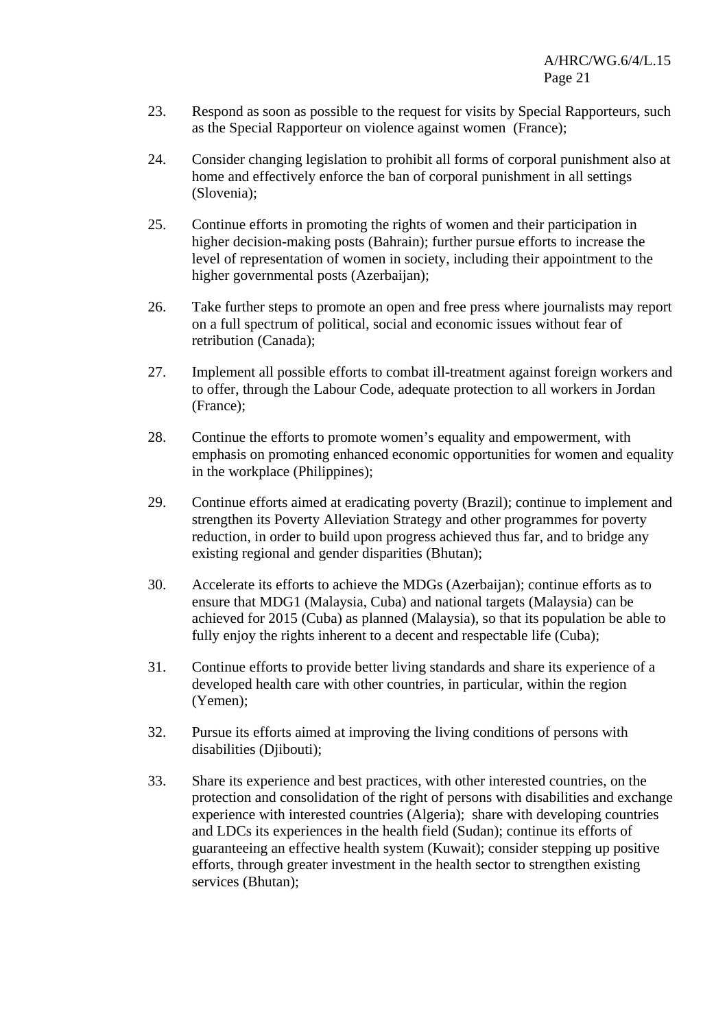23. Respond as soon as possible to the request for visits by Special Rapporteurs, such as the Special Rapporteur on violence against women (France);

24. Consider changing legislation to prohibit all forms of corporal punishment also at home and effectively enforce the ban of corporal punishment in all settings (Slovenia);

25. Continue efforts in promoting the rights of women and their participation in higher decision-making posts (Bahrain); further pursue efforts to increase the level of representation of women in society, including their appointment to the higher governmental posts (Azerbaijan);

26. Take further steps to promote an open and free press where journalists may report on a full spectrum of political, social and economic issues without fear of retribution (Canada);

27. Implement all possible efforts to combat ill-treatment against foreign workers and to offer, through the Labour Code, adequate protection to all workers in Jordan (France);

28. Continue the efforts to promote women's equality and empowerment, with emphasis on promoting enhanced economic opportunities for women and equality in the workplace (Philippines);

29. Continue efforts aimed at eradicating poverty (Brazil); continue to implement and strengthen its Poverty Alleviation Strategy and other programmes for poverty reduction, in order to build upon progress achieved thus far, and to bridge any existing regional and gender disparities (Bhutan);

30. Accelerate its efforts to achieve the MDGs (Azerbaijan); continue efforts as to ensure that MDG1 (Malaysia, Cuba) and national targets (Malaysia) can be achieved for 2015 (Cuba) as planned (Malaysia), so that its population be able to fully enjoy the rights inherent to a decent and respectable life (Cuba);

31. Continue efforts to provide better living standards and share its experience of a developed health care with other countries, in particular, within the region (Yemen);

32. Pursue its efforts aimed at improving the living conditions of persons with disabilities (Djibouti);

33. Share its experience and best practices, with other interested countries, on the protection and consolidation of the right of persons with disabilities and exchange experience with interested countries (Algeria); share with developing countries and LDCs its experiences in the health field (Sudan); continue its efforts of guaranteeing an effective health system (Kuwait); consider stepping up positive efforts, through greater investment in the health sector to strengthen existing services (Bhutan);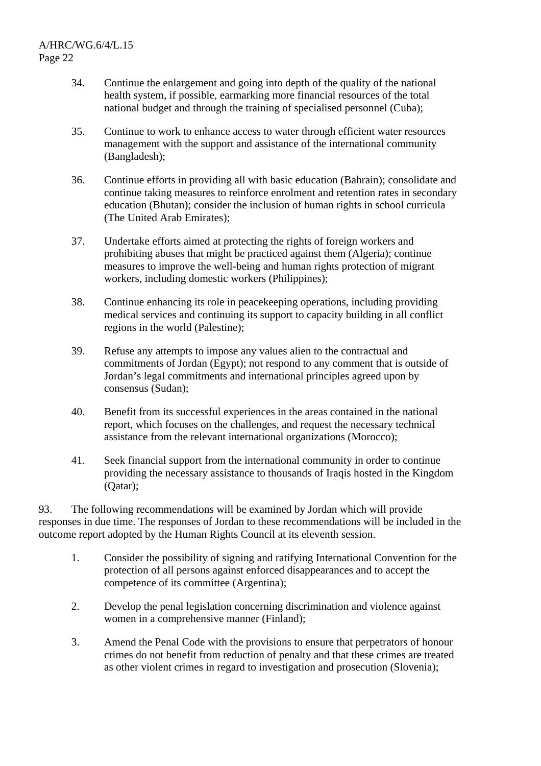34. Continue the enlargement and going into depth of the quality of the national health system, if possible, earmarking more financial resources of the total national budget and through the training of specialised personnel (Cuba);

35. Continue to work to enhance access to water through efficient water resources management with the support and assistance of the international community (Bangladesh);

36. Continue efforts in providing all with basic education (Bahrain); consolidate and continue taking measures to reinforce enrolment and retention rates in secondary education (Bhutan); consider the inclusion of human rights in school curricula (The United Arab Emirates);

37. Undertake efforts aimed at protecting the rights of foreign workers and prohibiting abuses that might be practiced against them (Algeria); continue measures to improve the well-being and human rights protection of migrant workers, including domestic workers (Philippines);

38. Continue enhancing its role in peacekeeping operations, including providing medical services and continuing its support to capacity building in all conflict regions in the world (Palestine);

39. Refuse any attempts to impose any values alien to the contractual and commitments of Jordan (Egypt); not respond to any comment that is outside of Jordan's legal commitments and international principles agreed upon by consensus (Sudan);

40. Benefit from its successful experiences in the areas contained in the national report, which focuses on the challenges, and request the necessary technical assistance from the relevant international organizations (Morocco);

41. Seek financial support from the international community in order to continue providing the necessary assistance to thousands of Iraqis hosted in the Kingdom (Qatar);

93. The following recommendations will be examined by Jordan which will provide responses in due time. The responses of Jordan to these recommendations will be included in the outcome report adopted by the Human Rights Council at its eleventh session.

1. Consider the possibility of signing and ratifying International Convention for the protection of all persons against enforced disappearances and to accept the competence of its committee (Argentina);

2. Develop the penal legislation concerning discrimination and violence against women in a comprehensive manner (Finland);

3. Amend the Penal Code with the provisions to ensure that perpetrators of honour crimes do not benefit from reduction of penalty and that these crimes are treated as other violent crimes in regard to investigation and prosecution (Slovenia);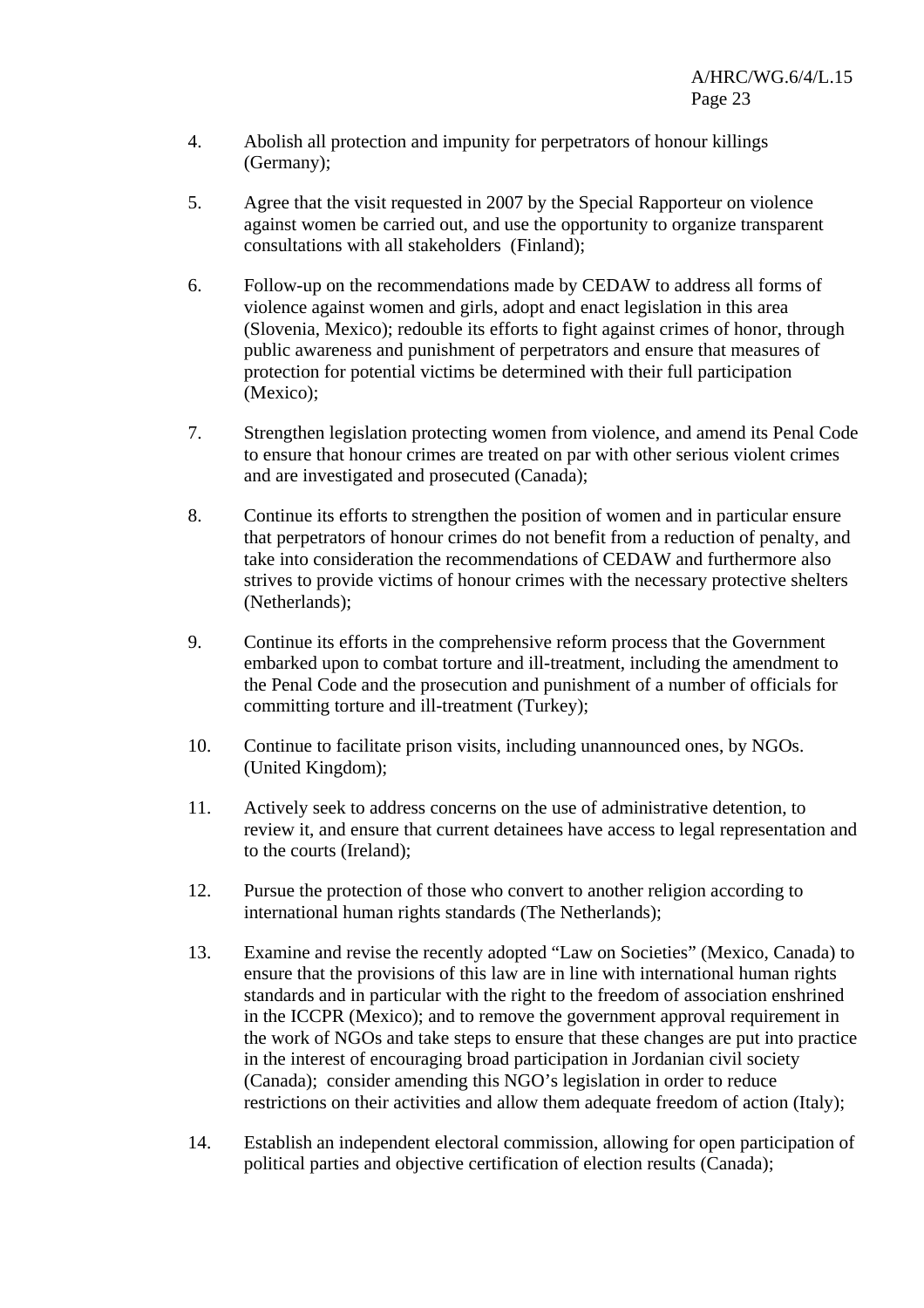4. Abolish all protection and impunity for perpetrators of honour killings (Germany);

5. Agree that the visit requested in 2007 by the Special Rapporteur on violence against women be carried out, and use the opportunity to organize transparent consultations with all stakeholders (Finland);

6. Follow-up on the recommendations made by CEDAW to address all forms of violence against women and girls, adopt and enact legislation in this area (Slovenia, Mexico); redouble its efforts to fight against crimes of honor, through public awareness and punishment of perpetrators and ensure that measures of protection for potential victims be determined with their full participation (Mexico);

7. Strengthen legislation protecting women from violence, and amend its Penal Code to ensure that honour crimes are treated on par with other serious violent crimes and are investigated and prosecuted (Canada);

8. Continue its efforts to strengthen the position of women and in particular ensure that perpetrators of honour crimes do not benefit from a reduction of penalty, and take into consideration the recommendations of CEDAW and furthermore also strives to provide victims of honour crimes with the necessary protective shelters (Netherlands);

9. Continue its efforts in the comprehensive reform process that the Government embarked upon to combat torture and ill-treatment, including the amendment to the Penal Code and the prosecution and punishment of a number of officials for committing torture and ill-treatment (Turkey);

10. Continue to facilitate prison visits, including unannounced ones, by NGOs. (United Kingdom);

11. Actively seek to address concerns on the use of administrative detention, to review it, and ensure that current detainees have access to legal representation and to the courts (Ireland);

12. Pursue the protection of those who convert to another religion according to international human rights standards (The Netherlands);

13. Examine and revise the recently adopted "Law on Societies" (Mexico, Canada) to ensure that the provisions of this law are in line with international human rights standards and in particular with the right to the freedom of association enshrined in the ICCPR (Mexico); and to remove the government approval requirement in the work of NGOs and take steps to ensure that these changes are put into practice in the interest of encouraging broad participation in Jordanian civil society (Canada); consider amending this NGO's legislation in order to reduce restrictions on their activities and allow them adequate freedom of action (Italy);

14. Establish an independent electoral commission, allowing for open participation of political parties and objective certification of election results (Canada);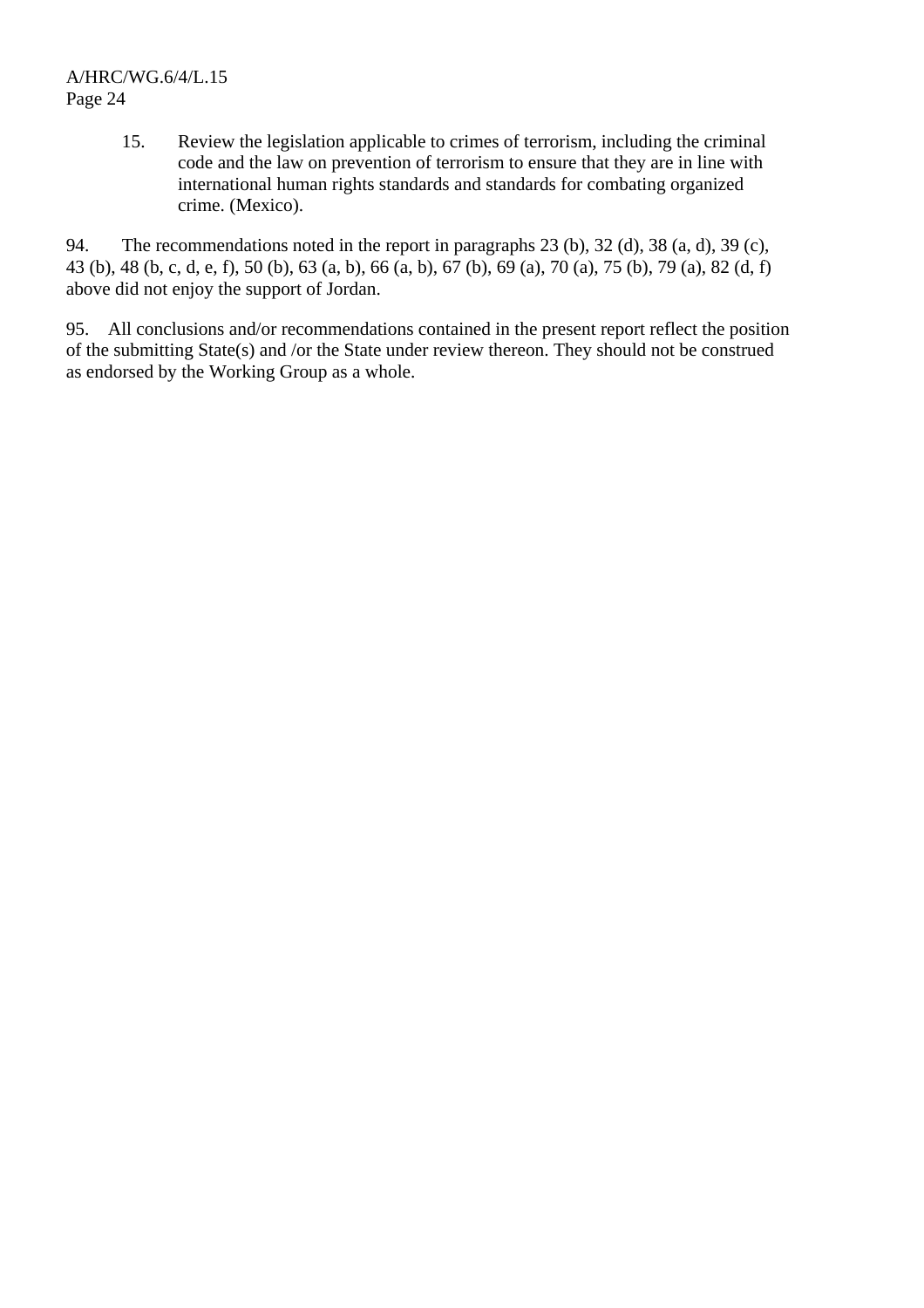15. Review the legislation applicable to crimes of terrorism, including the criminal code and the law on prevention of terrorism to ensure that they are in line with international human rights standards and standards for combating organized crime. (Mexico).

94. The recommendations noted in the report in paragraphs 23 (b), 32 (d), 38 (a, d), 39 (c), 43 (b), 48 (b, c, d, e, f), 50 (b), 63 (a, b), 66 (a, b), 67 (b), 69 (a), 70 (a), 75 (b), 79 (a), 82 (d, f) above did not enjoy the support of Jordan.

95. All conclusions and/or recommendations contained in the present report reflect the position of the submitting State(s) and /or the State under review thereon. They should not be construed as endorsed by the Working Group as a whole.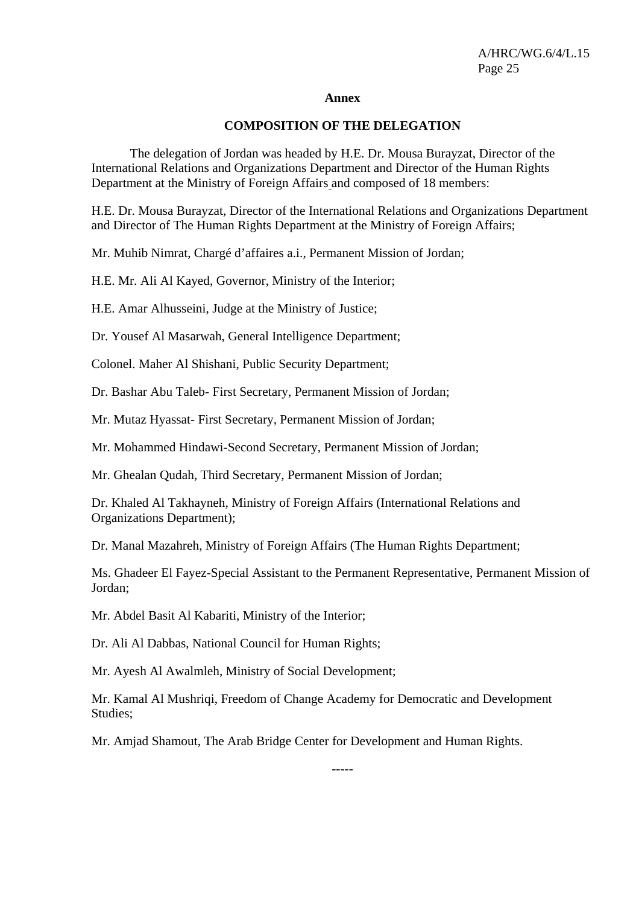## Annex

## COMPOSITION OF THE DELEGATION

The delegation of Jordan was headed by H.E. Dr. Mousa Burayzat, Director of the International Relations and Organizations Department and Director of the Human Rights Department at the Ministry of Foreign Affairs and composed of 18 members:

H.E. Dr. Mousa Burayzat, Director of the International Relations and Organizations Department and Director of The Human Rights Department at the Ministry of Foreign Affairs;

Mr. Muhib Nimrat, Chargé d'affaires a.i., Permanent Mission of Jordan;

H.E. Mr. Ali Al Kayed, Governor, Ministry of the Interior;

H.E. Amar Alhusseini, Judge at the Ministry of Justice;

Dr. Yousef Al Masarwah, General Intelligence Department;

Colonel. Maher Al Shishani, Public Security Department;

Dr. Bashar Abu Taleb- First Secretary, Permanent Mission of Jordan;

Mr. Mutaz Hyassat- First Secretary, Permanent Mission of Jordan;

Mr. Mohammed Hindawi-Second Secretary, Permanent Mission of Jordan;

Mr. Ghealan Qudah, Third Secretary, Permanent Mission of Jordan;

Dr. Khaled Al Takhayneh, Ministry of Foreign Affairs (International Relations and Organizations Department);

Dr. Manal Mazahreh, Ministry of Foreign Affairs (The Human Rights Department;

Ms. Ghadeer El Fayez-Special Assistant to the Permanent Representative, Permanent Mission of Jordan;

Mr. Abdel Basit Al Kabariti, Ministry of the Interior;

Dr. Ali Al Dabbas, National Council for Human Rights;

Mr. Ayesh Al Awalmleh, Ministry of Social Development;

Mr. Kamal Al Mushriqi, Freedom of Change Academy for Democratic and Development Studies;

Mr. Amjad Shamout, The Arab Bridge Center for Development and Human Rights.

-----